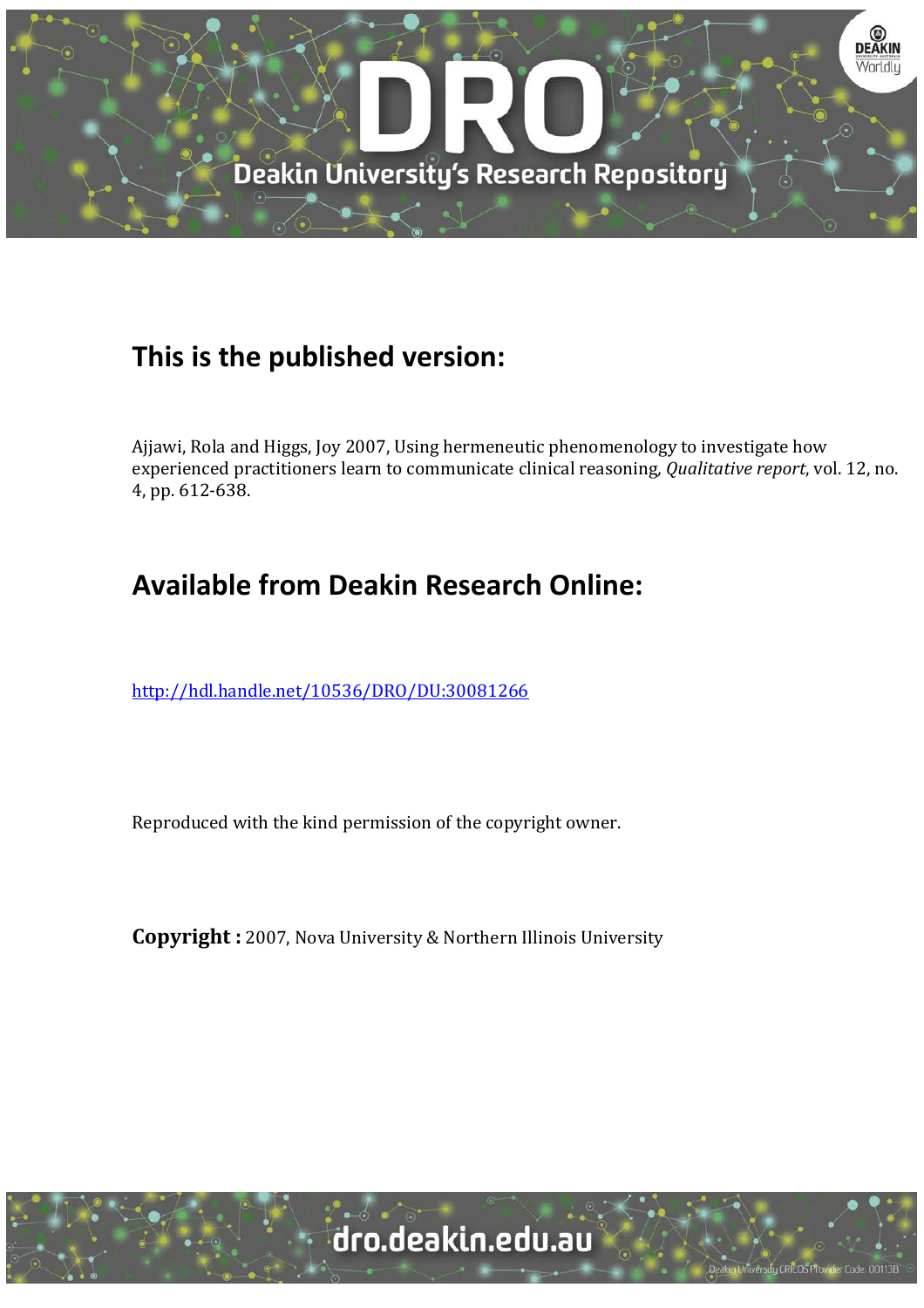## This is the published version:

Ajjawi, Rola and Higgs, Joy 2007, Using hermeneutic phenomenology to investigate how experienced practitioners learn to communicate clinical reasoning, *Qualitative report*, vol. 12, no. 4, pp. 612-638.

## Available from Deakin Research Online:

http://hdl.handle.net/10536/DRO/DU:30081266

Reproduced with the kind permission of the copyright owner.

**Copyright :** 2007, Nova University & Northern Illinois University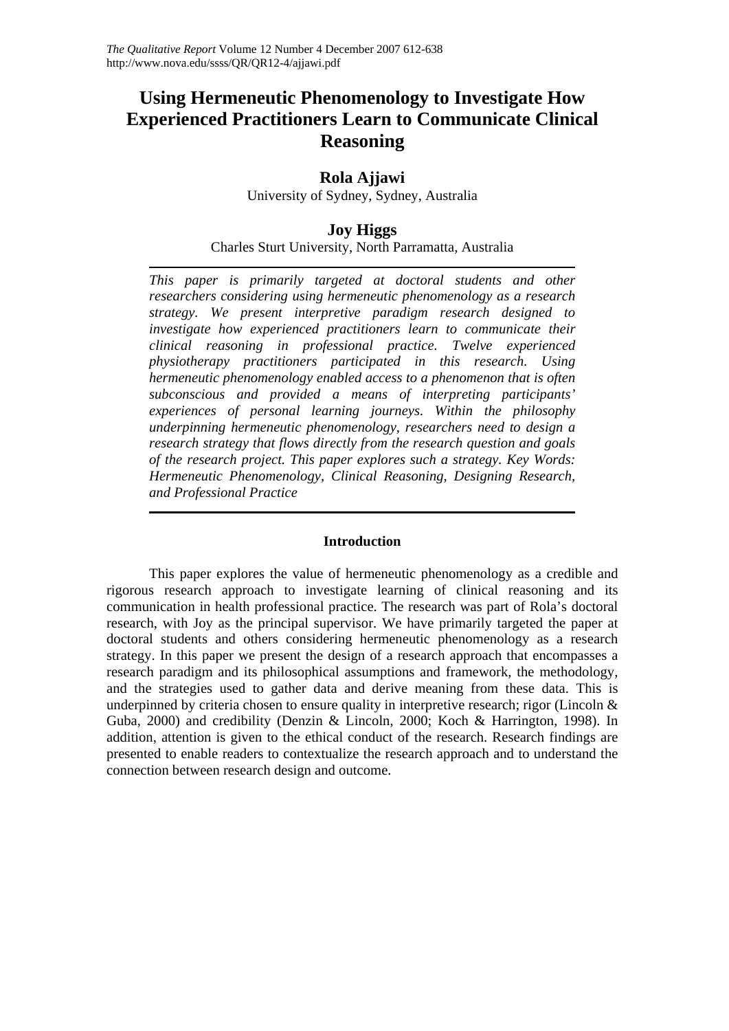# Using Hermeneutic Phenomenology to Investigate How Experienced Practitioners Learn to Communicate Clinical Reasoning

**Rola Ajjawi**

University of Sydney, Sydney, Australia

**Joy Higgs**

Charles Sturt University, North Parramatta, Australia

---

*This paper is primarily targeted at doctoral students and other researchers considering using hermeneutic phenomenology as a research strategy. We present interpretive paradigm research designed to investigate how experienced practitioners learn to communicate their clinical reasoning in professional practice. Twelve experienced physiotherapy practitioners participated in this research. Using hermeneutic phenomenology enabled access to a phenomenon that is often subconscious and provided a means of interpreting participants' experiences of personal learning journeys. Within the philosophy underpinning hermeneutic phenomenology, researchers need to design a research strategy that flows directly from the research question and goals of the research project. This paper explores such a strategy. Key Words: Hermeneutic Phenomenology, Clinical Reasoning, Designing Research, and Professional Practice*

---

## Introduction

This paper explores the value of hermeneutic phenomenology as a credible and rigorous research approach to investigate learning of clinical reasoning and its communication in health professional practice. The research was part of Rola's doctoral research, with Joy as the principal supervisor. We have primarily targeted the paper at doctoral students and others considering hermeneutic phenomenology as a research strategy. In this paper we present the design of a research approach that encompasses a research paradigm and its philosophical assumptions and framework, the methodology, and the strategies used to gather data and derive meaning from these data. This is underpinned by criteria chosen to ensure quality in interpretive research; rigor (Lincoln & Guba, 2000) and credibility (Denzin & Lincoln, 2000; Koch & Harrington, 1998). In addition, attention is given to the ethical conduct of the research. Research findings are presented to enable readers to contextualize the research approach and to understand the connection between research design and outcome.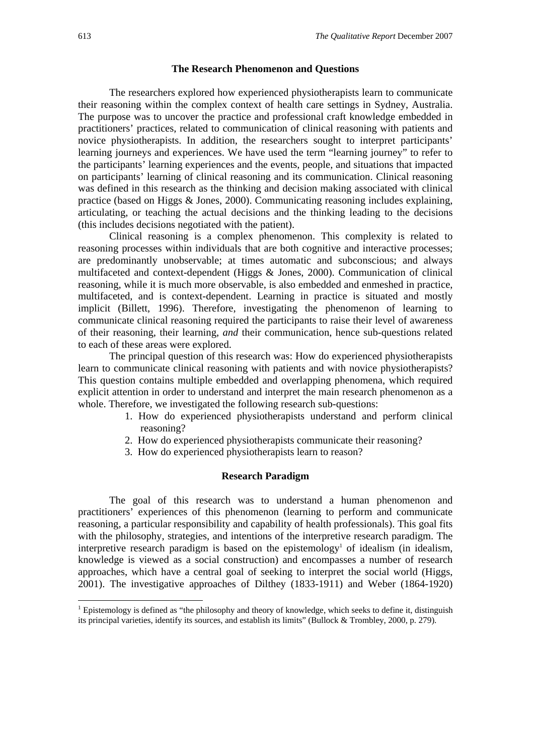## The Research Phenomenon and Questions

The researchers explored how experienced physiotherapists learn to communicate their reasoning within the complex context of health care settings in Sydney, Australia. The purpose was to uncover the practice and professional craft knowledge embedded in practitioners' practices, related to communication of clinical reasoning with patients and novice physiotherapists. In addition, the researchers sought to interpret participants' learning journeys and experiences. We have used the term "learning journey" to refer to the participants' learning experiences and the events, people, and situations that impacted on participants' learning of clinical reasoning and its communication. Clinical reasoning was defined in this research as the thinking and decision making associated with clinical practice (based on Higgs & Jones, 2000). Communicating reasoning includes explaining, articulating, or teaching the actual decisions and the thinking leading to the decisions (this includes decisions negotiated with the patient).

Clinical reasoning is a complex phenomenon. This complexity is related to reasoning processes within individuals that are both cognitive and interactive processes; are predominantly unobservable; at times automatic and subconscious; and always multifaceted and context-dependent (Higgs & Jones, 2000). Communication of clinical reasoning, while it is much more observable, is also embedded and enmeshed in practice, multifaceted, and is context-dependent. Learning in practice is situated and mostly implicit (Billett, 1996). Therefore, investigating the phenomenon of learning to communicate clinical reasoning required the participants to raise their level of awareness of their reasoning, their learning, *and* their communication, hence sub-questions related to each of these areas were explored.

The principal question of this research was: How do experienced physiotherapists learn to communicate clinical reasoning with patients and with novice physiotherapists? This question contains multiple embedded and overlapping phenomena, which required explicit attention in order to understand and interpret the main research phenomenon as a whole. Therefore, we investigated the following research sub-questions:

1. How do experienced physiotherapists understand and perform clinical reasoning?
2. How do experienced physiotherapists communicate their reasoning?
3. How do experienced physiotherapists learn to reason?

## Research Paradigm

The goal of this research was to understand a human phenomenon and practitioners' experiences of this phenomenon (learning to perform and communicate reasoning, a particular responsibility and capability of health professionals). This goal fits with the philosophy, strategies, and intentions of the interpretive research paradigm. The interpretive research paradigm is based on the epistemology[1] of idealism (in idealism, knowledge is viewed as a social construction) and encompasses a number of research approaches, which have a central goal of seeking to interpret the social world (Higgs, 2001). The investigative approaches of Dilthey (1833-1911) and Weber (1864-1920)

[1] Epistemology is defined as "the philosophy and theory of knowledge, which seeks to define it, distinguish its principal varieties, identify its sources, and establish its limits" (Bullock & Trombley, 2000, p. 279).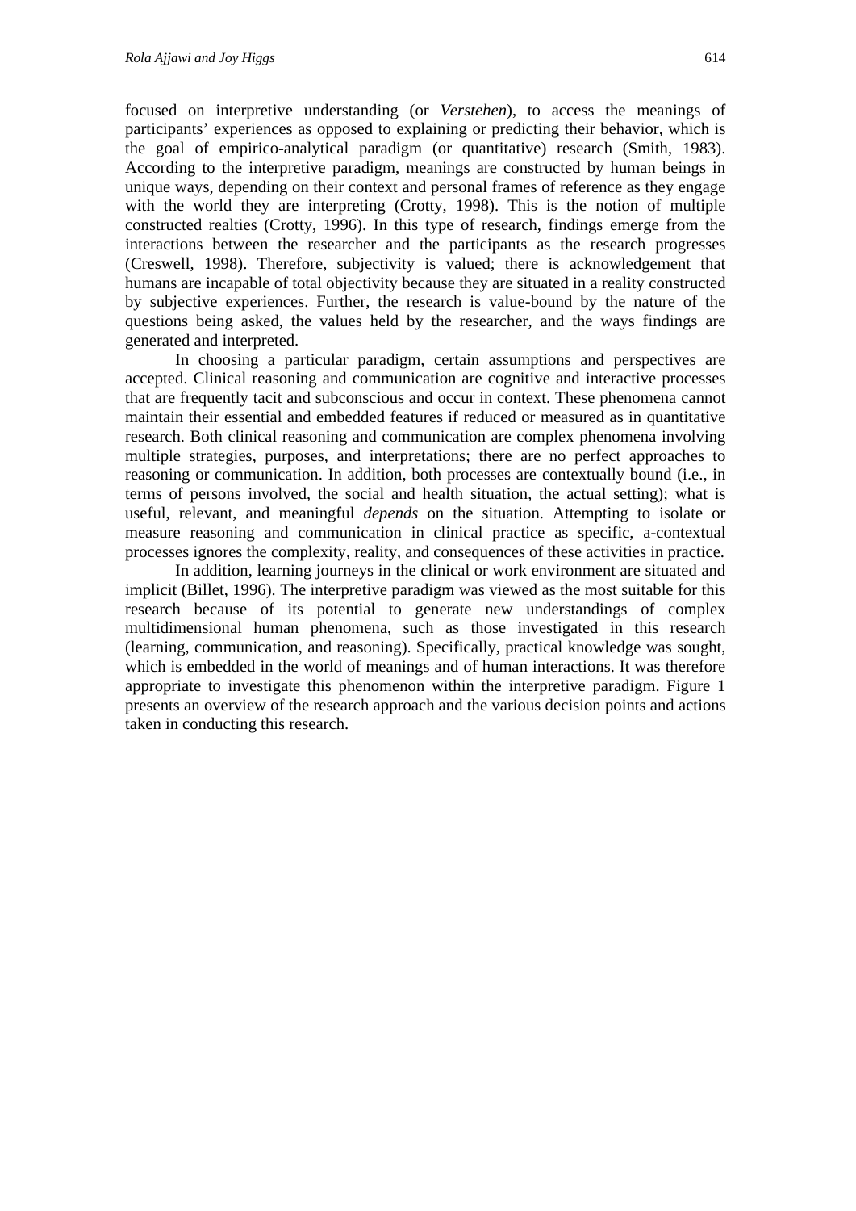focused on interpretive understanding (or *Verstehen*), to access the meanings of participants' experiences as opposed to explaining or predicting their behavior, which is the goal of empirico-analytical paradigm (or quantitative) research (Smith, 1983). According to the interpretive paradigm, meanings are constructed by human beings in unique ways, depending on their context and personal frames of reference as they engage with the world they are interpreting (Crotty, 1998). This is the notion of multiple constructed realties (Crotty, 1996). In this type of research, findings emerge from the interactions between the researcher and the participants as the research progresses (Creswell, 1998). Therefore, subjectivity is valued; there is acknowledgement that humans are incapable of total objectivity because they are situated in a reality constructed by subjective experiences. Further, the research is value-bound by the nature of the questions being asked, the values held by the researcher, and the ways findings are generated and interpreted.

In choosing a particular paradigm, certain assumptions and perspectives are accepted. Clinical reasoning and communication are cognitive and interactive processes that are frequently tacit and subconscious and occur in context. These phenomena cannot maintain their essential and embedded features if reduced or measured as in quantitative research. Both clinical reasoning and communication are complex phenomena involving multiple strategies, purposes, and interpretations; there are no perfect approaches to reasoning or communication. In addition, both processes are contextually bound (i.e., in terms of persons involved, the social and health situation, the actual setting); what is useful, relevant, and meaningful *depends* on the situation. Attempting to isolate or measure reasoning and communication in clinical practice as specific, a-contextual processes ignores the complexity, reality, and consequences of these activities in practice.

In addition, learning journeys in the clinical or work environment are situated and implicit (Billet, 1996). The interpretive paradigm was viewed as the most suitable for this research because of its potential to generate new understandings of complex multidimensional human phenomena, such as those investigated in this research (learning, communication, and reasoning). Specifically, practical knowledge was sought, which is embedded in the world of meanings and of human interactions. It was therefore appropriate to investigate this phenomenon within the interpretive paradigm. Figure 1 presents an overview of the research approach and the various decision points and actions taken in conducting this research.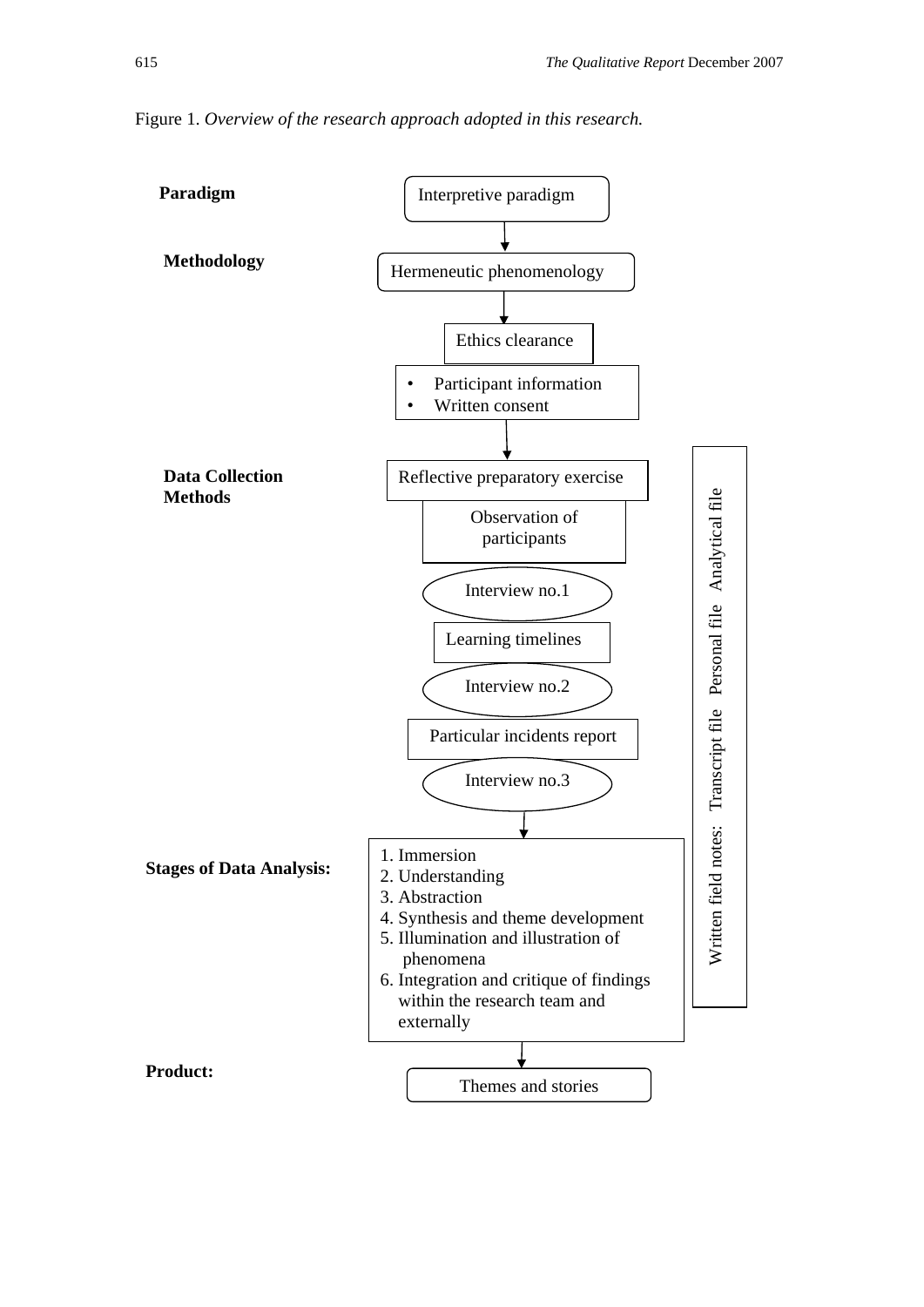Figure 1. *Overview of the research approach adopted in this research.*

**Paradigm**

Interpretive paradigm

**Methodology**

Hermeneutic phenomenology

Ethics clearance

- Participant information
- Written consent

**Data Collection Methods**

Reflective preparatory exercise

Observation of participants

Interview no.1

Learning timelines

Interview no.2

Particular incidents report

Interview no.3

Written field notes: Transcript file Personal file Analytical file

**Stages of Data Analysis:**

1. Immersion
2. Understanding
3. Abstraction
4. Synthesis and theme development
5. Illumination and illustration of phenomena
6. Integration and critique of findings within the research team and externally

**Product:**

Themes and stories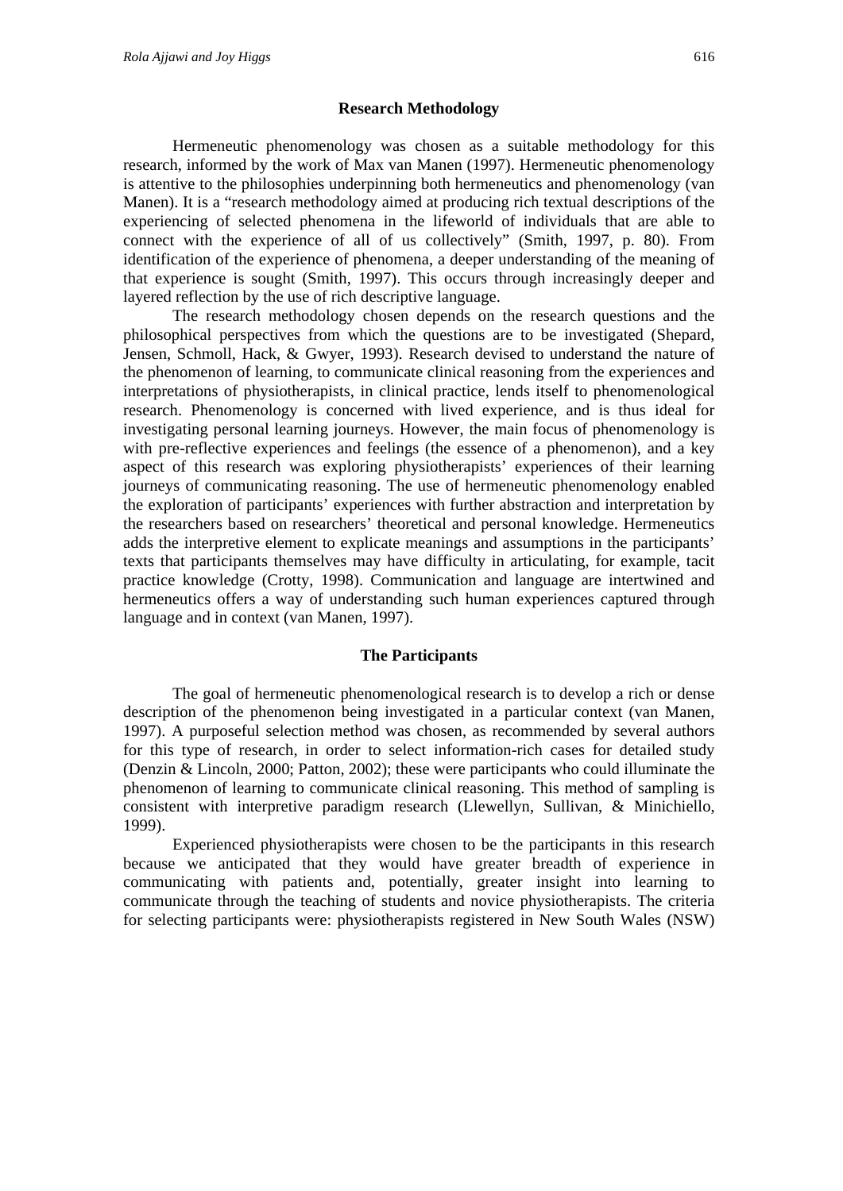## Research Methodology

Hermeneutic phenomenology was chosen as a suitable methodology for this research, informed by the work of Max van Manen (1997). Hermeneutic phenomenology is attentive to the philosophies underpinning both hermeneutics and phenomenology (van Manen). It is a "research methodology aimed at producing rich textual descriptions of the experiencing of selected phenomena in the lifeworld of individuals that are able to connect with the experience of all of us collectively" (Smith, 1997, p. 80). From identification of the experience of phenomena, a deeper understanding of the meaning of that experience is sought (Smith, 1997). This occurs through increasingly deeper and layered reflection by the use of rich descriptive language.

The research methodology chosen depends on the research questions and the philosophical perspectives from which the questions are to be investigated (Shepard, Jensen, Schmoll, Hack, & Gwyer, 1993). Research devised to understand the nature of the phenomenon of learning, to communicate clinical reasoning from the experiences and interpretations of physiotherapists, in clinical practice, lends itself to phenomenological research. Phenomenology is concerned with lived experience, and is thus ideal for investigating personal learning journeys. However, the main focus of phenomenology is with pre-reflective experiences and feelings (the essence of a phenomenon), and a key aspect of this research was exploring physiotherapists' experiences of their learning journeys of communicating reasoning. The use of hermeneutic phenomenology enabled the exploration of participants' experiences with further abstraction and interpretation by the researchers based on researchers' theoretical and personal knowledge. Hermeneutics adds the interpretive element to explicate meanings and assumptions in the participants' texts that participants themselves may have difficulty in articulating, for example, tacit practice knowledge (Crotty, 1998). Communication and language are intertwined and hermeneutics offers a way of understanding such human experiences captured through language and in context (van Manen, 1997).

## The Participants

The goal of hermeneutic phenomenological research is to develop a rich or dense description of the phenomenon being investigated in a particular context (van Manen, 1997). A purposeful selection method was chosen, as recommended by several authors for this type of research, in order to select information-rich cases for detailed study (Denzin & Lincoln, 2000; Patton, 2002); these were participants who could illuminate the phenomenon of learning to communicate clinical reasoning. This method of sampling is consistent with interpretive paradigm research (Llewellyn, Sullivan, & Minichiello, 1999).

Experienced physiotherapists were chosen to be the participants in this research because we anticipated that they would have greater breadth of experience in communicating with patients and, potentially, greater insight into learning to communicate through the teaching of students and novice physiotherapists. The criteria for selecting participants were: physiotherapists registered in New South Wales (NSW)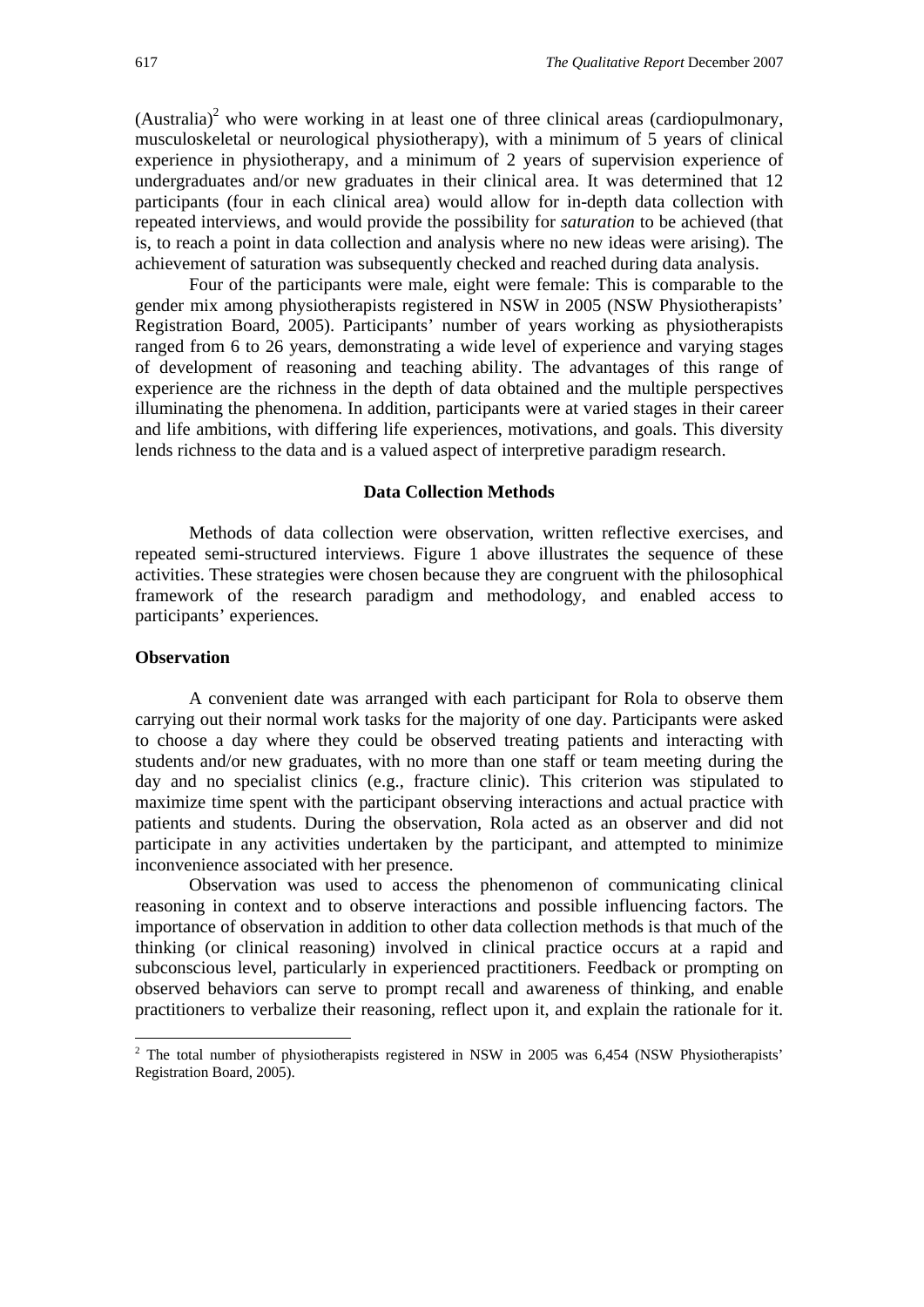(Australia)[2] who were working in at least one of three clinical areas (cardiopulmonary, musculoskeletal or neurological physiotherapy), with a minimum of 5 years of clinical experience in physiotherapy, and a minimum of 2 years of supervision experience of undergraduates and/or new graduates in their clinical area. It was determined that 12 participants (four in each clinical area) would allow for in-depth data collection with repeated interviews, and would provide the possibility for *saturation* to be achieved (that is, to reach a point in data collection and analysis where no new ideas were arising). The achievement of saturation was subsequently checked and reached during data analysis.

Four of the participants were male, eight were female: This is comparable to the gender mix among physiotherapists registered in NSW in 2005 (NSW Physiotherapists' Registration Board, 2005). Participants' number of years working as physiotherapists ranged from 6 to 26 years, demonstrating a wide level of experience and varying stages of development of reasoning and teaching ability. The advantages of this range of experience are the richness in the depth of data obtained and the multiple perspectives illuminating the phenomena. In addition, participants were at varied stages in their career and life ambitions, with differing life experiences, motivations, and goals. This diversity lends richness to the data and is a valued aspect of interpretive paradigm research.

## Data Collection Methods

Methods of data collection were observation, written reflective exercises, and repeated semi-structured interviews. Figure 1 above illustrates the sequence of these activities. These strategies were chosen because they are congruent with the philosophical framework of the research paradigm and methodology, and enabled access to participants' experiences.

### Observation

A convenient date was arranged with each participant for Rola to observe them carrying out their normal work tasks for the majority of one day. Participants were asked to choose a day where they could be observed treating patients and interacting with students and/or new graduates, with no more than one staff or team meeting during the day and no specialist clinics (e.g., fracture clinic). This criterion was stipulated to maximize time spent with the participant observing interactions and actual practice with patients and students. During the observation, Rola acted as an observer and did not participate in any activities undertaken by the participant, and attempted to minimize inconvenience associated with her presence.

Observation was used to access the phenomenon of communicating clinical reasoning in context and to observe interactions and possible influencing factors. The importance of observation in addition to other data collection methods is that much of the thinking (or clinical reasoning) involved in clinical practice occurs at a rapid and subconscious level, particularly in experienced practitioners. Feedback or prompting on observed behaviors can serve to prompt recall and awareness of thinking, and enable practitioners to verbalize their reasoning, reflect upon it, and explain the rationale for it.

[2] The total number of physiotherapists registered in NSW in 2005 was 6,454 (NSW Physiotherapists' Registration Board, 2005).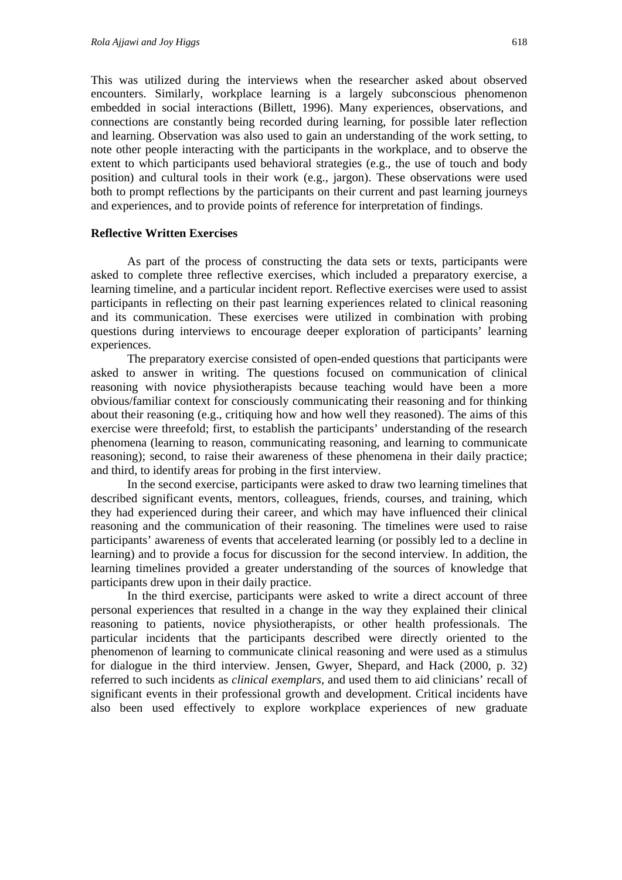This was utilized during the interviews when the researcher asked about observed encounters. Similarly, workplace learning is a largely subconscious phenomenon embedded in social interactions (Billett, 1996). Many experiences, observations, and connections are constantly being recorded during learning, for possible later reflection and learning. Observation was also used to gain an understanding of the work setting, to note other people interacting with the participants in the workplace, and to observe the extent to which participants used behavioral strategies (e.g., the use of touch and body position) and cultural tools in their work (e.g., jargon). These observations were used both to prompt reflections by the participants on their current and past learning journeys and experiences, and to provide points of reference for interpretation of findings.

### Reflective Written Exercises

As part of the process of constructing the data sets or texts, participants were asked to complete three reflective exercises, which included a preparatory exercise, a learning timeline, and a particular incident report. Reflective exercises were used to assist participants in reflecting on their past learning experiences related to clinical reasoning and its communication. These exercises were utilized in combination with probing questions during interviews to encourage deeper exploration of participants' learning experiences.

The preparatory exercise consisted of open-ended questions that participants were asked to answer in writing. The questions focused on communication of clinical reasoning with novice physiotherapists because teaching would have been a more obvious/familiar context for consciously communicating their reasoning and for thinking about their reasoning (e.g., critiquing how and how well they reasoned). The aims of this exercise were threefold; first, to establish the participants' understanding of the research phenomena (learning to reason, communicating reasoning, and learning to communicate reasoning); second, to raise their awareness of these phenomena in their daily practice; and third, to identify areas for probing in the first interview.

In the second exercise, participants were asked to draw two learning timelines that described significant events, mentors, colleagues, friends, courses, and training, which they had experienced during their career, and which may have influenced their clinical reasoning and the communication of their reasoning. The timelines were used to raise participants' awareness of events that accelerated learning (or possibly led to a decline in learning) and to provide a focus for discussion for the second interview. In addition, the learning timelines provided a greater understanding of the sources of knowledge that participants drew upon in their daily practice.

In the third exercise, participants were asked to write a direct account of three personal experiences that resulted in a change in the way they explained their clinical reasoning to patients, novice physiotherapists, or other health professionals. The particular incidents that the participants described were directly oriented to the phenomenon of learning to communicate clinical reasoning and were used as a stimulus for dialogue in the third interview. Jensen, Gwyer, Shepard, and Hack (2000, p. 32) referred to such incidents as *clinical exemplars*, and used them to aid clinicians' recall of significant events in their professional growth and development. Critical incidents have also been used effectively to explore workplace experiences of new graduate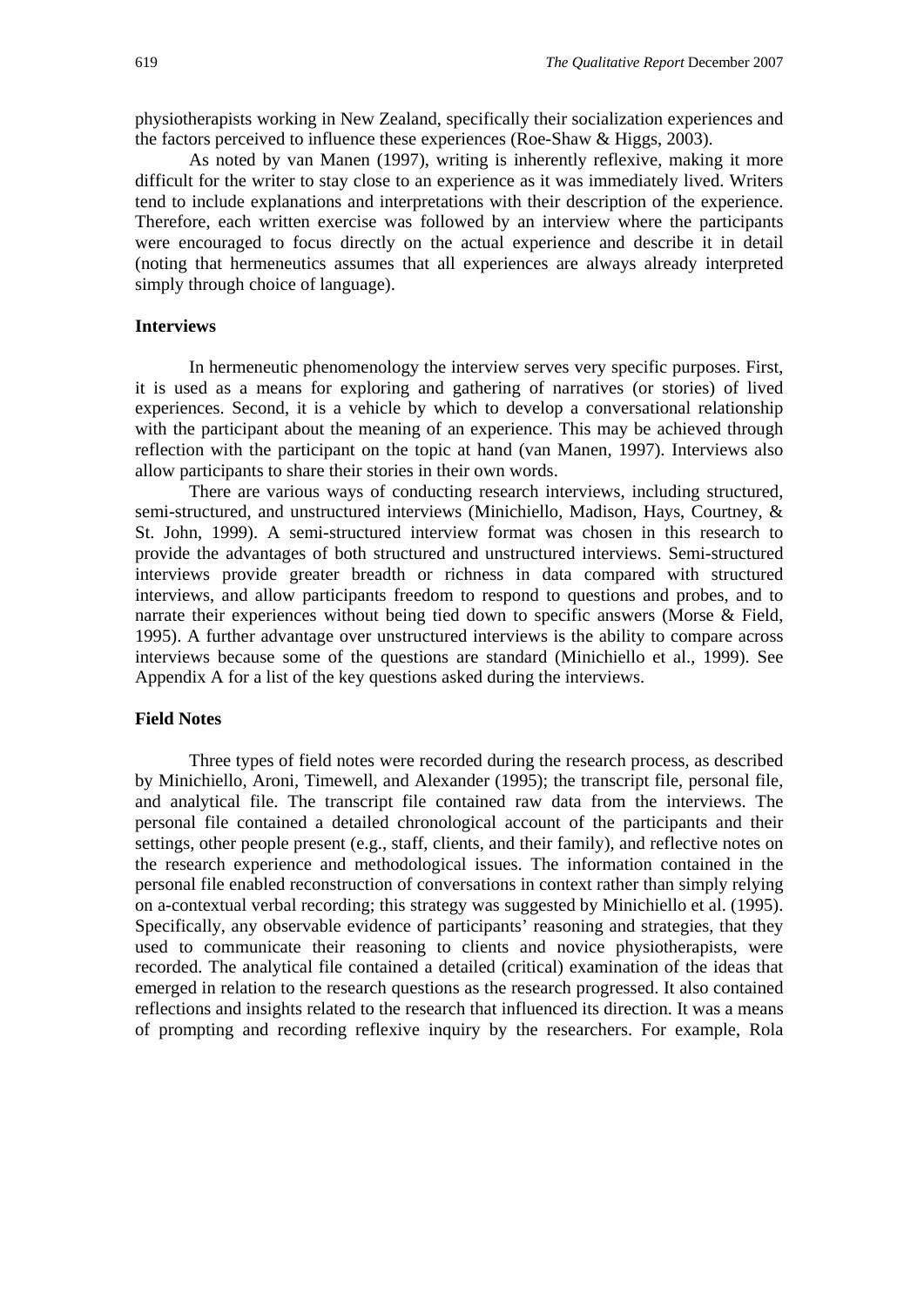physiotherapists working in New Zealand, specifically their socialization experiences and the factors perceived to influence these experiences (Roe-Shaw & Higgs, 2003).

As noted by van Manen (1997), writing is inherently reflexive, making it more difficult for the writer to stay close to an experience as it was immediately lived. Writers tend to include explanations and interpretations with their description of the experience. Therefore, each written exercise was followed by an interview where the participants were encouraged to focus directly on the actual experience and describe it in detail (noting that hermeneutics assumes that all experiences are always already interpreted simply through choice of language).

### Interviews

In hermeneutic phenomenology the interview serves very specific purposes. First, it is used as a means for exploring and gathering of narratives (or stories) of lived experiences. Second, it is a vehicle by which to develop a conversational relationship with the participant about the meaning of an experience. This may be achieved through reflection with the participant on the topic at hand (van Manen, 1997). Interviews also allow participants to share their stories in their own words.

There are various ways of conducting research interviews, including structured, semi-structured, and unstructured interviews (Minichiello, Madison, Hays, Courtney, & St. John, 1999). A semi-structured interview format was chosen in this research to provide the advantages of both structured and unstructured interviews. Semi-structured interviews provide greater breadth or richness in data compared with structured interviews, and allow participants freedom to respond to questions and probes, and to narrate their experiences without being tied down to specific answers (Morse & Field, 1995). A further advantage over unstructured interviews is the ability to compare across interviews because some of the questions are standard (Minichiello et al., 1999). See Appendix A for a list of the key questions asked during the interviews.

### Field Notes

Three types of field notes were recorded during the research process, as described by Minichiello, Aroni, Timewell, and Alexander (1995); the transcript file, personal file, and analytical file. The transcript file contained raw data from the interviews. The personal file contained a detailed chronological account of the participants and their settings, other people present (e.g., staff, clients, and their family), and reflective notes on the research experience and methodological issues. The information contained in the personal file enabled reconstruction of conversations in context rather than simply relying on a-contextual verbal recording; this strategy was suggested by Minichiello et al. (1995). Specifically, any observable evidence of participants' reasoning and strategies, that they used to communicate their reasoning to clients and novice physiotherapists, were recorded. The analytical file contained a detailed (critical) examination of the ideas that emerged in relation to the research questions as the research progressed. It also contained reflections and insights related to the research that influenced its direction. It was a means of prompting and recording reflexive inquiry by the researchers. For example, Rola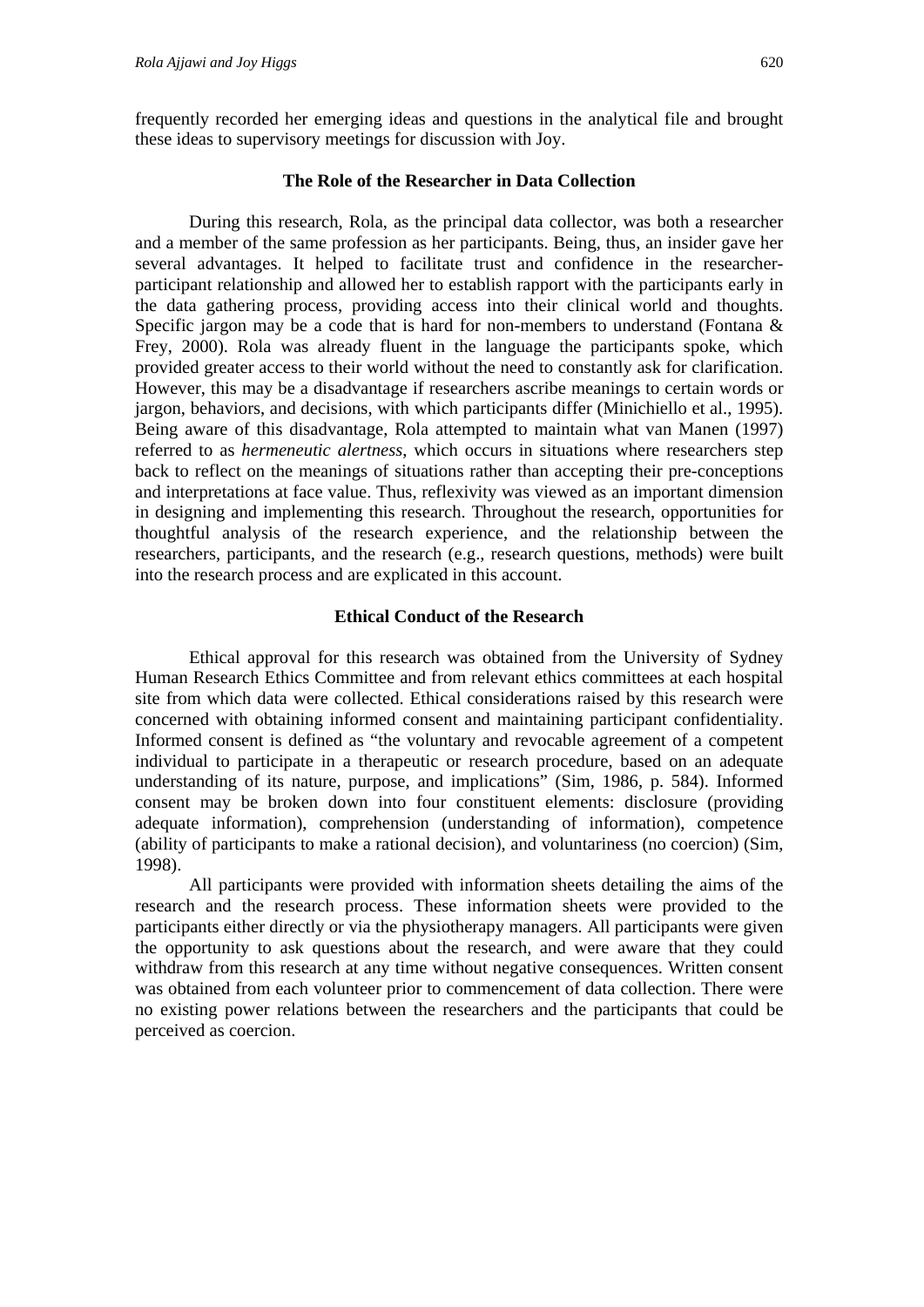frequently recorded her emerging ideas and questions in the analytical file and brought these ideas to supervisory meetings for discussion with Joy.

### The Role of the Researcher in Data Collection

During this research, Rola, as the principal data collector, was both a researcher and a member of the same profession as her participants. Being, thus, an insider gave her several advantages. It helped to facilitate trust and confidence in the researcher-participant relationship and allowed her to establish rapport with the participants early in the data gathering process, providing access into their clinical world and thoughts. Specific jargon may be a code that is hard for non-members to understand (Fontana & Frey, 2000). Rola was already fluent in the language the participants spoke, which provided greater access to their world without the need to constantly ask for clarification. However, this may be a disadvantage if researchers ascribe meanings to certain words or jargon, behaviors, and decisions, with which participants differ (Minichiello et al., 1995). Being aware of this disadvantage, Rola attempted to maintain what van Manen (1997) referred to as *hermeneutic alertness*, which occurs in situations where researchers step back to reflect on the meanings of situations rather than accepting their pre-conceptions and interpretations at face value. Thus, reflexivity was viewed as an important dimension in designing and implementing this research. Throughout the research, opportunities for thoughtful analysis of the research experience, and the relationship between the researchers, participants, and the research (e.g., research questions, methods) were built into the research process and are explicated in this account.

### Ethical Conduct of the Research

Ethical approval for this research was obtained from the University of Sydney Human Research Ethics Committee and from relevant ethics committees at each hospital site from which data were collected. Ethical considerations raised by this research were concerned with obtaining informed consent and maintaining participant confidentiality. Informed consent is defined as "the voluntary and revocable agreement of a competent individual to participate in a therapeutic or research procedure, based on an adequate understanding of its nature, purpose, and implications" (Sim, 1986, p. 584). Informed consent may be broken down into four constituent elements: disclosure (providing adequate information), comprehension (understanding of information), competence (ability of participants to make a rational decision), and voluntariness (no coercion) (Sim, 1998).

All participants were provided with information sheets detailing the aims of the research and the research process. These information sheets were provided to the participants either directly or via the physiotherapy managers. All participants were given the opportunity to ask questions about the research, and were aware that they could withdraw from this research at any time without negative consequences. Written consent was obtained from each volunteer prior to commencement of data collection. There were no existing power relations between the researchers and the participants that could be perceived as coercion.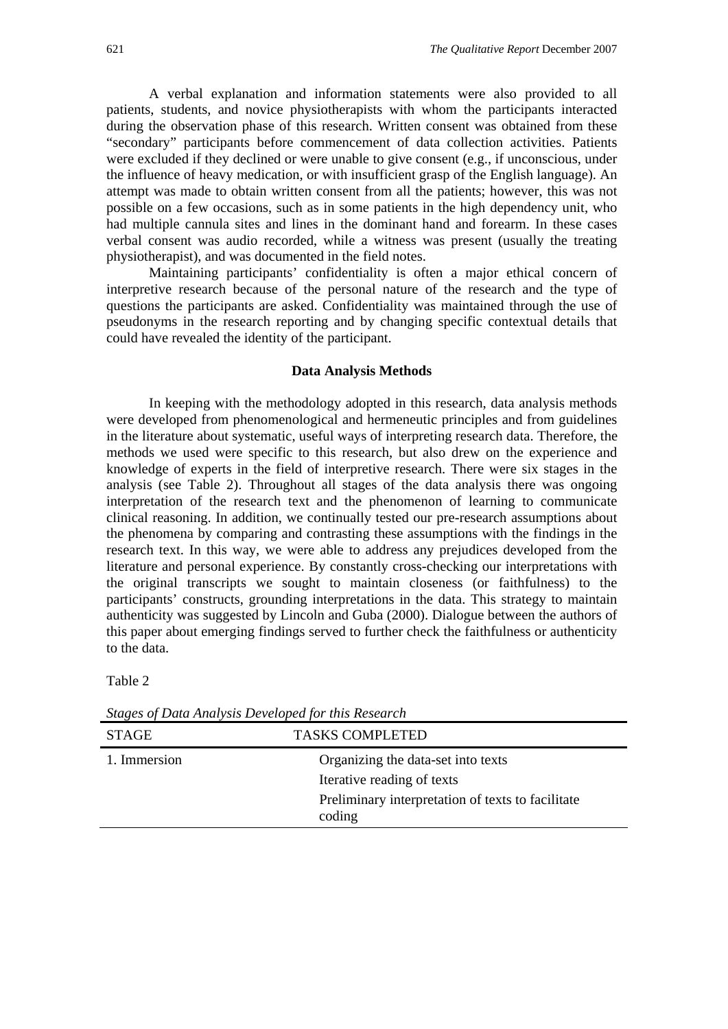A verbal explanation and information statements were also provided to all patients, students, and novice physiotherapists with whom the participants interacted during the observation phase of this research. Written consent was obtained from these "secondary" participants before commencement of data collection activities. Patients were excluded if they declined or were unable to give consent (e.g., if unconscious, under the influence of heavy medication, or with insufficient grasp of the English language). An attempt was made to obtain written consent from all the patients; however, this was not possible on a few occasions, such as in some patients in the high dependency unit, who had multiple cannula sites and lines in the dominant hand and forearm. In these cases verbal consent was audio recorded, while a witness was present (usually the treating physiotherapist), and was documented in the field notes.

Maintaining participants' confidentiality is often a major ethical concern of interpretive research because of the personal nature of the research and the type of questions the participants are asked. Confidentiality was maintained through the use of pseudonyms in the research reporting and by changing specific contextual details that could have revealed the identity of the participant.

## Data Analysis Methods

In keeping with the methodology adopted in this research, data analysis methods were developed from phenomenological and hermeneutic principles and from guidelines in the literature about systematic, useful ways of interpreting research data. Therefore, the methods we used were specific to this research, but also drew on the experience and knowledge of experts in the field of interpretive research. There were six stages in the analysis (see Table 2). Throughout all stages of the data analysis there was ongoing interpretation of the research text and the phenomenon of learning to communicate clinical reasoning. In addition, we continually tested our pre-research assumptions about the phenomena by comparing and contrasting these assumptions with the findings in the research text. In this way, we were able to address any prejudices developed from the literature and personal experience. By constantly cross-checking our interpretations with the original transcripts we sought to maintain closeness (or faithfulness) to the participants' constructs, grounding interpretations in the data. This strategy to maintain authenticity was suggested by Lincoln and Guba (2000). Dialogue between the authors of this paper about emerging findings served to further check the faithfulness or authenticity to the data.

Table 2

*Stages of Data Analysis Developed for this Research*

| STAGE | TASKS COMPLETED |
|---|---|
| 1. Immersion | Organizing the data-set into texts |
| | Iterative reading of texts |
| | Preliminary interpretation of texts to facilitate coding |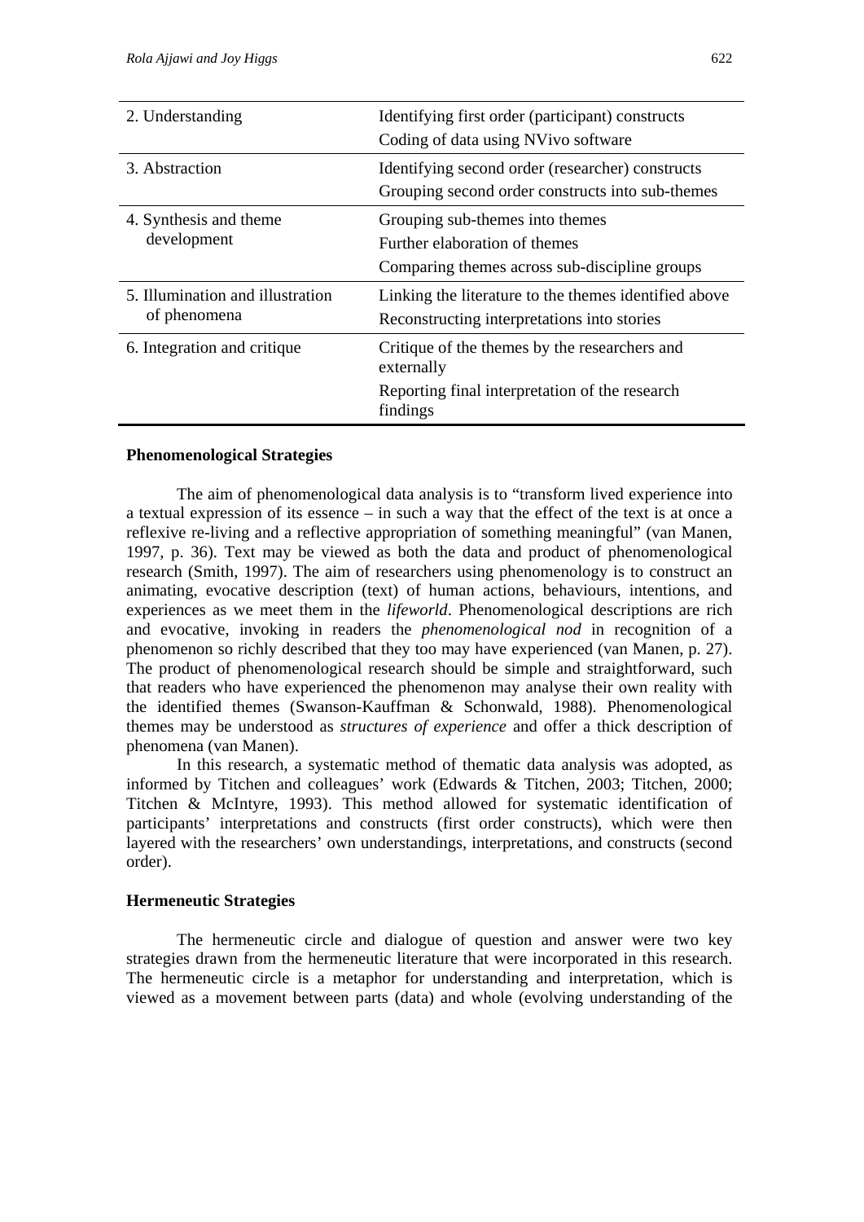| | |
|---|---|
| 2. Understanding | Identifying first order (participant) constructs<br>Coding of data using NVivo software |
| 3. Abstraction | Identifying second order (researcher) constructs<br>Grouping second order constructs into sub-themes |
| 4. Synthesis and theme development | Grouping sub-themes into themes<br>Further elaboration of themes<br>Comparing themes across sub-discipline groups |
| 5. Illumination and illustration of phenomena | Linking the literature to the themes identified above<br>Reconstructing interpretations into stories |
| 6. Integration and critique | Critique of the themes by the researchers and externally<br>Reporting final interpretation of the research findings |

**Phenomenological Strategies**

The aim of phenomenological data analysis is to "transform lived experience into a textual expression of its essence – in such a way that the effect of the text is at once a reflexive re-living and a reflective appropriation of something meaningful" (van Manen, 1997, p. 36). Text may be viewed as both the data and product of phenomenological research (Smith, 1997). The aim of researchers using phenomenology is to construct an animating, evocative description (text) of human actions, behaviours, intentions, and experiences as we meet them in the *lifeworld*. Phenomenological descriptions are rich and evocative, invoking in readers the *phenomenological nod* in recognition of a phenomenon so richly described that they too may have experienced (van Manen, p. 27). The product of phenomenological research should be simple and straightforward, such that readers who have experienced the phenomenon may analyse their own reality with the identified themes (Swanson-Kauffman & Schonwald, 1988). Phenomenological themes may be understood as *structures of experience* and offer a thick description of phenomena (van Manen).

In this research, a systematic method of thematic data analysis was adopted, as informed by Titchen and colleagues' work (Edwards & Titchen, 2003; Titchen, 2000; Titchen & McIntyre, 1993). This method allowed for systematic identification of participants' interpretations and constructs (first order constructs), which were then layered with the researchers' own understandings, interpretations, and constructs (second order).

**Hermeneutic Strategies**

The hermeneutic circle and dialogue of question and answer were two key strategies drawn from the hermeneutic literature that were incorporated in this research. The hermeneutic circle is a metaphor for understanding and interpretation, which is viewed as a movement between parts (data) and whole (evolving understanding of the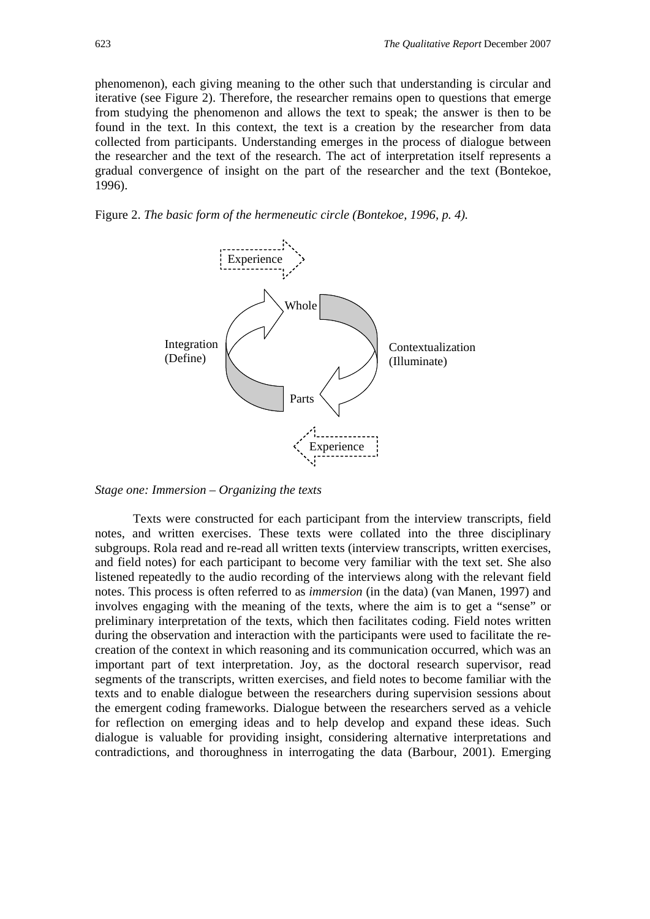phenomenon), each giving meaning to the other such that understanding is circular and iterative (see Figure 2). Therefore, the researcher remains open to questions that emerge from studying the phenomenon and allows the text to speak; the answer is then to be found in the text. In this context, the text is a creation by the researcher from data collected from participants. Understanding emerges in the process of dialogue between the researcher and the text of the research. The act of interpretation itself represents a gradual convergence of insight on the part of the researcher and the text (Bontekoe, 1996).

Figure 2. *The basic form of the hermeneutic circle (Bontekoe, 1996, p. 4).*

Experience

Whole

Integration (Define)

Contextualization (Illuminate)

Parts

Experience

*Stage one: Immersion – Organizing the texts*

Texts were constructed for each participant from the interview transcripts, field notes, and written exercises. These texts were collated into the three disciplinary subgroups. Rola read and re-read all written texts (interview transcripts, written exercises, and field notes) for each participant to become very familiar with the text set. She also listened repeatedly to the audio recording of the interviews along with the relevant field notes. This process is often referred to as *immersion* (in the data) (van Manen, 1997) and involves engaging with the meaning of the texts, where the aim is to get a "sense" or preliminary interpretation of the texts, which then facilitates coding. Field notes written during the observation and interaction with the participants were used to facilitate the re-creation of the context in which reasoning and its communication occurred, which was an important part of text interpretation. Joy, as the doctoral research supervisor, read segments of the transcripts, written exercises, and field notes to become familiar with the texts and to enable dialogue between the researchers during supervision sessions about the emergent coding frameworks. Dialogue between the researchers served as a vehicle for reflection on emerging ideas and to help develop and expand these ideas. Such dialogue is valuable for providing insight, considering alternative interpretations and contradictions, and thoroughness in interrogating the data (Barbour, 2001). Emerging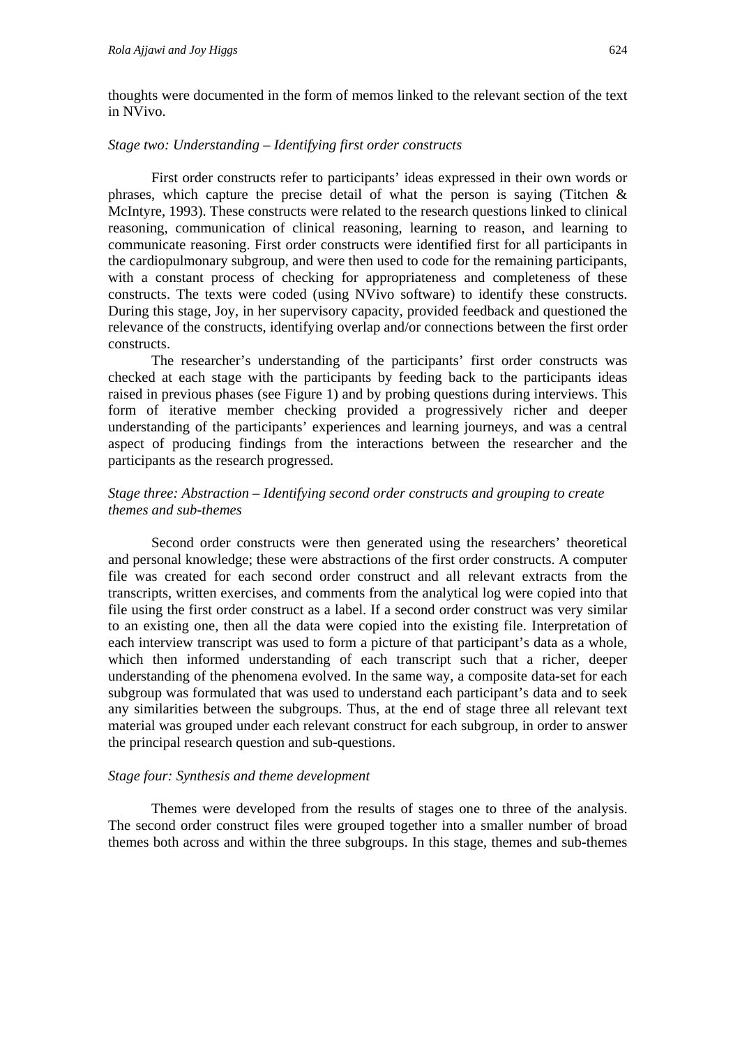thoughts were documented in the form of memos linked to the relevant section of the text in NVivo.

*Stage two: Understanding – Identifying first order constructs*

First order constructs refer to participants' ideas expressed in their own words or phrases, which capture the precise detail of what the person is saying (Titchen & McIntyre, 1993). These constructs were related to the research questions linked to clinical reasoning, communication of clinical reasoning, learning to reason, and learning to communicate reasoning. First order constructs were identified first for all participants in the cardiopulmonary subgroup, and were then used to code for the remaining participants, with a constant process of checking for appropriateness and completeness of these constructs. The texts were coded (using NVivo software) to identify these constructs. During this stage, Joy, in her supervisory capacity, provided feedback and questioned the relevance of the constructs, identifying overlap and/or connections between the first order constructs.

The researcher's understanding of the participants' first order constructs was checked at each stage with the participants by feeding back to the participants ideas raised in previous phases (see Figure 1) and by probing questions during interviews. This form of iterative member checking provided a progressively richer and deeper understanding of the participants' experiences and learning journeys, and was a central aspect of producing findings from the interactions between the researcher and the participants as the research progressed.

*Stage three: Abstraction – Identifying second order constructs and grouping to create themes and sub-themes*

Second order constructs were then generated using the researchers' theoretical and personal knowledge; these were abstractions of the first order constructs. A computer file was created for each second order construct and all relevant extracts from the transcripts, written exercises, and comments from the analytical log were copied into that file using the first order construct as a label. If a second order construct was very similar to an existing one, then all the data were copied into the existing file. Interpretation of each interview transcript was used to form a picture of that participant's data as a whole, which then informed understanding of each transcript such that a richer, deeper understanding of the phenomena evolved. In the same way, a composite data-set for each subgroup was formulated that was used to understand each participant's data and to seek any similarities between the subgroups. Thus, at the end of stage three all relevant text material was grouped under each relevant construct for each subgroup, in order to answer the principal research question and sub-questions.

*Stage four: Synthesis and theme development*

Themes were developed from the results of stages one to three of the analysis. The second order construct files were grouped together into a smaller number of broad themes both across and within the three subgroups. In this stage, themes and sub-themes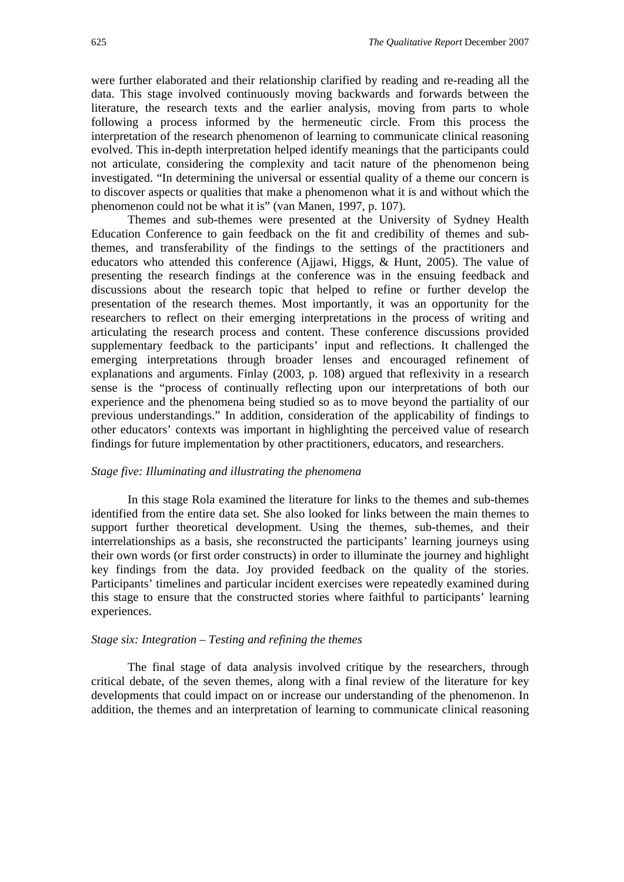were further elaborated and their relationship clarified by reading and re-reading all the data. This stage involved continuously moving backwards and forwards between the literature, the research texts and the earlier analysis, moving from parts to whole following a process informed by the hermeneutic circle. From this process the interpretation of the research phenomenon of learning to communicate clinical reasoning evolved. This in-depth interpretation helped identify meanings that the participants could not articulate, considering the complexity and tacit nature of the phenomenon being investigated. "In determining the universal or essential quality of a theme our concern is to discover aspects or qualities that make a phenomenon what it is and without which the phenomenon could not be what it is" (van Manen, 1997, p. 107).

Themes and sub-themes were presented at the University of Sydney Health Education Conference to gain feedback on the fit and credibility of themes and sub-themes, and transferability of the findings to the settings of the practitioners and educators who attended this conference (Ajjawi, Higgs, & Hunt, 2005). The value of presenting the research findings at the conference was in the ensuing feedback and discussions about the research topic that helped to refine or further develop the presentation of the research themes. Most importantly, it was an opportunity for the researchers to reflect on their emerging interpretations in the process of writing and articulating the research process and content. These conference discussions provided supplementary feedback to the participants' input and reflections. It challenged the emerging interpretations through broader lenses and encouraged refinement of explanations and arguments. Finlay (2003, p. 108) argued that reflexivity in a research sense is the "process of continually reflecting upon our interpretations of both our experience and the phenomena being studied so as to move beyond the partiality of our previous understandings." In addition, consideration of the applicability of findings to other educators' contexts was important in highlighting the perceived value of research findings for future implementation by other practitioners, educators, and researchers.

### *Stage five: Illuminating and illustrating the phenomena*

In this stage Rola examined the literature for links to the themes and sub-themes identified from the entire data set. She also looked for links between the main themes to support further theoretical development. Using the themes, sub-themes, and their interrelationships as a basis, she reconstructed the participants' learning journeys using their own words (or first order constructs) in order to illuminate the journey and highlight key findings from the data. Joy provided feedback on the quality of the stories. Participants' timelines and particular incident exercises were repeatedly examined during this stage to ensure that the constructed stories where faithful to participants' learning experiences.

### *Stage six: Integration – Testing and refining the themes*

The final stage of data analysis involved critique by the researchers, through critical debate, of the seven themes, along with a final review of the literature for key developments that could impact on or increase our understanding of the phenomenon. In addition, the themes and an interpretation of learning to communicate clinical reasoning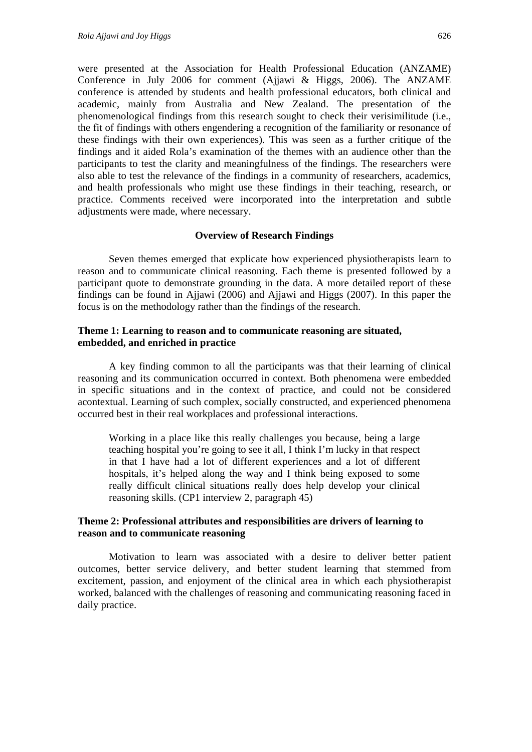were presented at the Association for Health Professional Education (ANZAME) Conference in July 2006 for comment (Ajjawi & Higgs, 2006). The ANZAME conference is attended by students and health professional educators, both clinical and academic, mainly from Australia and New Zealand. The presentation of the phenomenological findings from this research sought to check their verisimilitude (i.e., the fit of findings with others engendering a recognition of the familiarity or resonance of these findings with their own experiences). This was seen as a further critique of the findings and it aided Rola's examination of the themes with an audience other than the participants to test the clarity and meaningfulness of the findings. The researchers were also able to test the relevance of the findings in a community of researchers, academics, and health professionals who might use these findings in their teaching, research, or practice. Comments received were incorporated into the interpretation and subtle adjustments were made, where necessary.

## Overview of Research Findings

Seven themes emerged that explicate how experienced physiotherapists learn to reason and to communicate clinical reasoning. Each theme is presented followed by a participant quote to demonstrate grounding in the data. A more detailed report of these findings can be found in Ajjawi (2006) and Ajjawi and Higgs (2007). In this paper the focus is on the methodology rather than the findings of the research.

### Theme 1: Learning to reason and to communicate reasoning are situated, embedded, and enriched in practice

A key finding common to all the participants was that their learning of clinical reasoning and its communication occurred in context. Both phenomena were embedded in specific situations and in the context of practice, and could not be considered acontextual. Learning of such complex, socially constructed, and experienced phenomena occurred best in their real workplaces and professional interactions.

> Working in a place like this really challenges you because, being a large teaching hospital you're going to see it all, I think I'm lucky in that respect in that I have had a lot of different experiences and a lot of different hospitals, it's helped along the way and I think being exposed to some really difficult clinical situations really does help develop your clinical reasoning skills. (CP1 interview 2, paragraph 45)

### Theme 2: Professional attributes and responsibilities are drivers of learning to reason and to communicate reasoning

Motivation to learn was associated with a desire to deliver better patient outcomes, better service delivery, and better student learning that stemmed from excitement, passion, and enjoyment of the clinical area in which each physiotherapist worked, balanced with the challenges of reasoning and communicating reasoning faced in daily practice.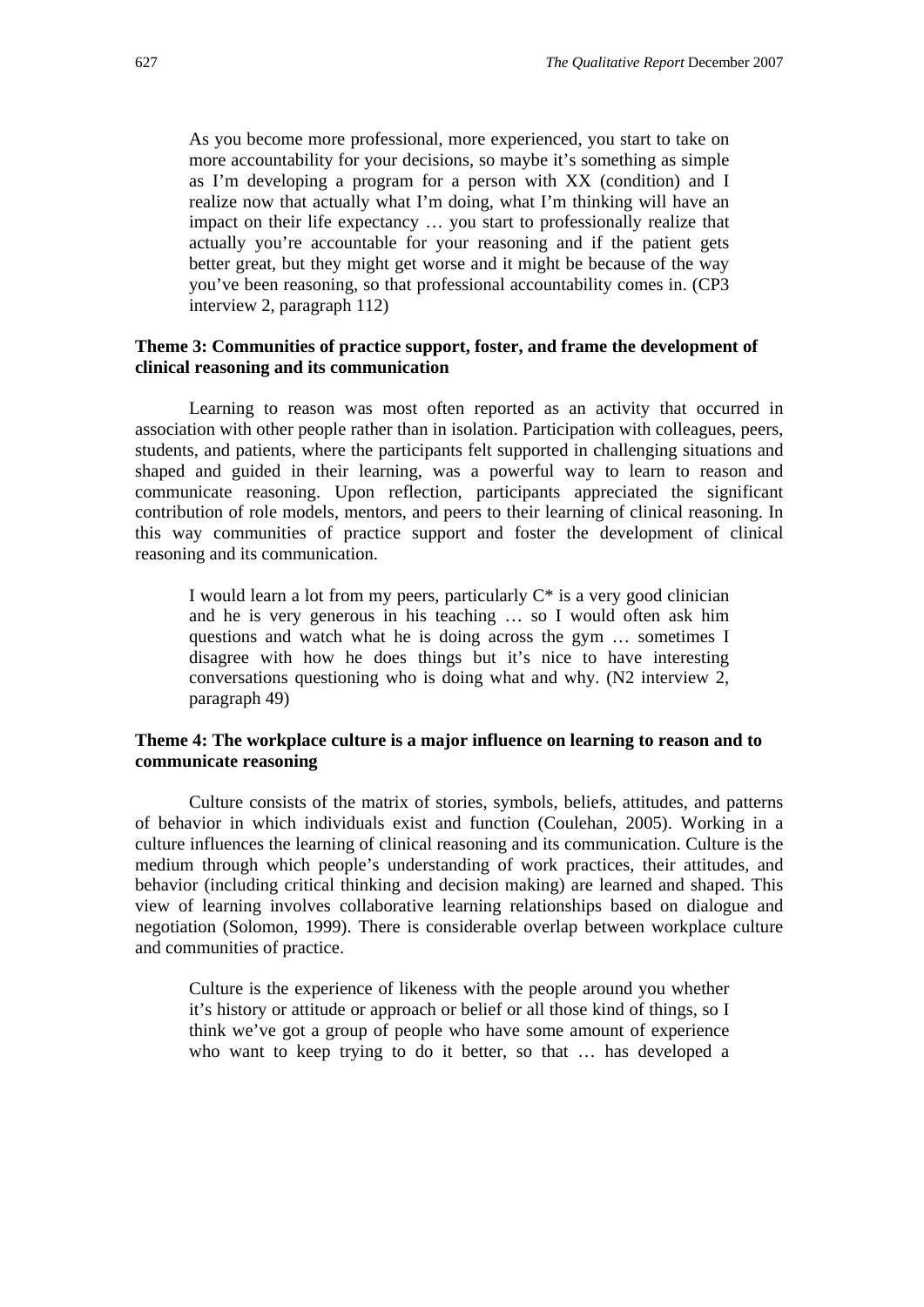> As you become more professional, more experienced, you start to take on more accountability for your decisions, so maybe it's something as simple as I'm developing a program for a person with XX (condition) and I realize now that actually what I'm doing, what I'm thinking will have an impact on their life expectancy … you start to professionally realize that actually you're accountable for your reasoning and if the patient gets better great, but they might get worse and it might be because of the way you've been reasoning, so that professional accountability comes in. (CP3 interview 2, paragraph 112)

### Theme 3: Communities of practice support, foster, and frame the development of clinical reasoning and its communication

Learning to reason was most often reported as an activity that occurred in association with other people rather than in isolation. Participation with colleagues, peers, students, and patients, where the participants felt supported in challenging situations and shaped and guided in their learning, was a powerful way to learn to reason and communicate reasoning. Upon reflection, participants appreciated the significant contribution of role models, mentors, and peers to their learning of clinical reasoning. In this way communities of practice support and foster the development of clinical reasoning and its communication.

> I would learn a lot from my peers, particularly C* is a very good clinician and he is very generous in his teaching … so I would often ask him questions and watch what he is doing across the gym … sometimes I disagree with how he does things but it's nice to have interesting conversations questioning who is doing what and why. (N2 interview 2, paragraph 49)

### Theme 4: The workplace culture is a major influence on learning to reason and to communicate reasoning

Culture consists of the matrix of stories, symbols, beliefs, attitudes, and patterns of behavior in which individuals exist and function (Coulehan, 2005). Working in a culture influences the learning of clinical reasoning and its communication. Culture is the medium through which people's understanding of work practices, their attitudes, and behavior (including critical thinking and decision making) are learned and shaped. This view of learning involves collaborative learning relationships based on dialogue and negotiation (Solomon, 1999). There is considerable overlap between workplace culture and communities of practice.

> Culture is the experience of likeness with the people around you whether it's history or attitude or approach or belief or all those kind of things, so I think we've got a group of people who have some amount of experience who want to keep trying to do it better, so that … has developed a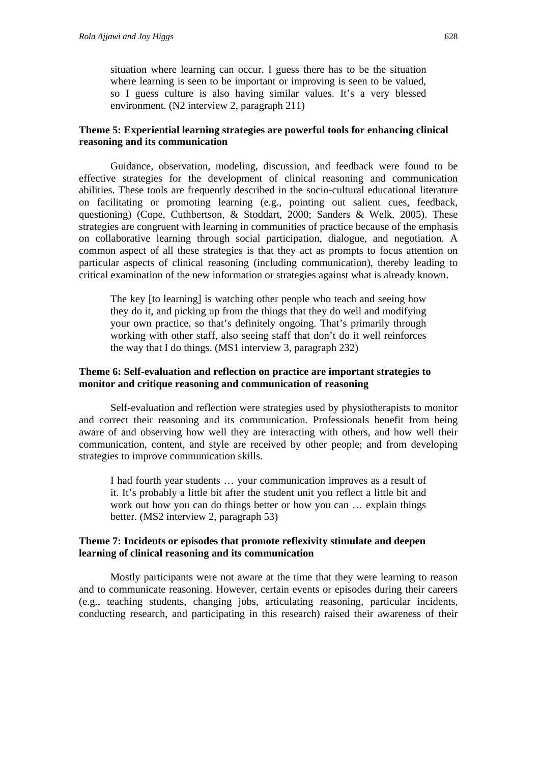> situation where learning can occur. I guess there has to be the situation where learning is seen to be important or improving is seen to be valued, so I guess culture is also having similar values. It's a very blessed environment. (N2 interview 2, paragraph 211)

**Theme 5: Experiential learning strategies are powerful tools for enhancing clinical reasoning and its communication**

Guidance, observation, modeling, discussion, and feedback were found to be effective strategies for the development of clinical reasoning and communication abilities. These tools are frequently described in the socio-cultural educational literature on facilitating or promoting learning (e.g., pointing out salient cues, feedback, questioning) (Cope, Cuthbertson, & Stoddart, 2000; Sanders & Welk, 2005). These strategies are congruent with learning in communities of practice because of the emphasis on collaborative learning through social participation, dialogue, and negotiation. A common aspect of all these strategies is that they act as prompts to focus attention on particular aspects of clinical reasoning (including communication), thereby leading to critical examination of the new information or strategies against what is already known.

> The key [to learning] is watching other people who teach and seeing how they do it, and picking up from the things that they do well and modifying your own practice, so that's definitely ongoing. That's primarily through working with other staff, also seeing staff that don't do it well reinforces the way that I do things. (MS1 interview 3, paragraph 232)

**Theme 6: Self-evaluation and reflection on practice are important strategies to monitor and critique reasoning and communication of reasoning**

Self-evaluation and reflection were strategies used by physiotherapists to monitor and correct their reasoning and its communication. Professionals benefit from being aware of and observing how well they are interacting with others, and how well their communication, content, and style are received by other people; and from developing strategies to improve communication skills.

> I had fourth year students … your communication improves as a result of it. It's probably a little bit after the student unit you reflect a little bit and work out how you can do things better or how you can … explain things better. (MS2 interview 2, paragraph 53)

**Theme 7: Incidents or episodes that promote reflexivity stimulate and deepen learning of clinical reasoning and its communication**

Mostly participants were not aware at the time that they were learning to reason and to communicate reasoning. However, certain events or episodes during their careers (e.g., teaching students, changing jobs, articulating reasoning, particular incidents, conducting research, and participating in this research) raised their awareness of their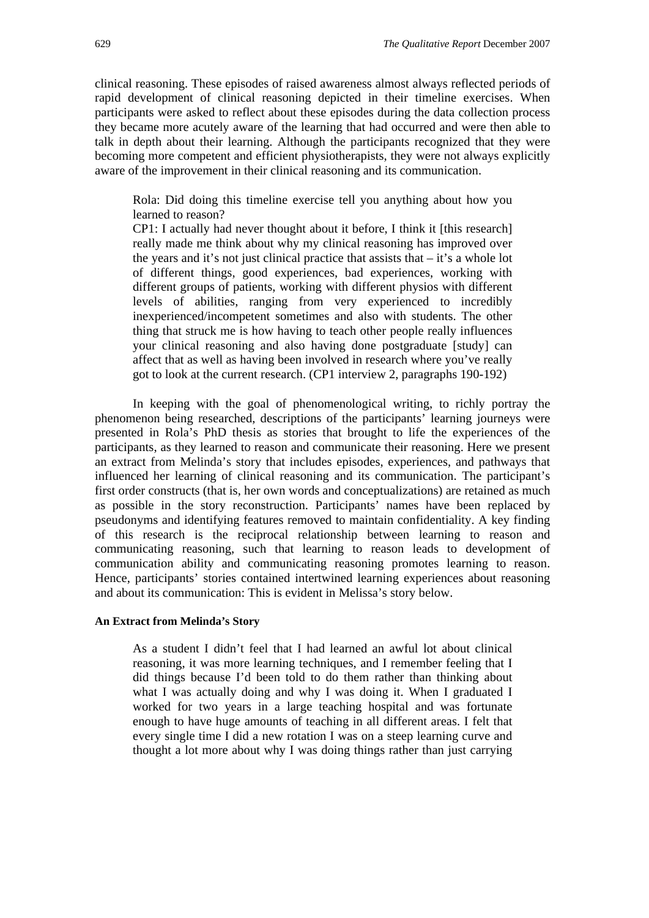clinical reasoning. These episodes of raised awareness almost always reflected periods of rapid development of clinical reasoning depicted in their timeline exercises. When participants were asked to reflect about these episodes during the data collection process they became more acutely aware of the learning that had occurred and were then able to talk in depth about their learning. Although the participants recognized that they were becoming more competent and efficient physiotherapists, they were not always explicitly aware of the improvement in their clinical reasoning and its communication.

> Rola: Did doing this timeline exercise tell you anything about how you learned to reason?
> CP1: I actually had never thought about it before, I think it [this research] really made me think about why my clinical reasoning has improved over the years and it's not just clinical practice that assists that – it's a whole lot of different things, good experiences, bad experiences, working with different groups of patients, working with different physios with different levels of abilities, ranging from very experienced to incredibly inexperienced/incompetent sometimes and also with students. The other thing that struck me is how having to teach other people really influences your clinical reasoning and also having done postgraduate [study] can affect that as well as having been involved in research where you've really got to look at the current research. (CP1 interview 2, paragraphs 190-192)

In keeping with the goal of phenomenological writing, to richly portray the phenomenon being researched, descriptions of the participants' learning journeys were presented in Rola's PhD thesis as stories that brought to life the experiences of the participants, as they learned to reason and communicate their reasoning. Here we present an extract from Melinda's story that includes episodes, experiences, and pathways that influenced her learning of clinical reasoning and its communication. The participant's first order constructs (that is, her own words and conceptualizations) are retained as much as possible in the story reconstruction. Participants' names have been replaced by pseudonyms and identifying features removed to maintain confidentiality. A key finding of this research is the reciprocal relationship between learning to reason and communicating reasoning, such that learning to reason leads to development of communication ability and communicating reasoning promotes learning to reason. Hence, participants' stories contained intertwined learning experiences about reasoning and about its communication: This is evident in Melissa's story below.

#### An Extract from Melinda's Story

> As a student I didn't feel that I had learned an awful lot about clinical reasoning, it was more learning techniques, and I remember feeling that I did things because I'd been told to do them rather than thinking about what I was actually doing and why I was doing it. When I graduated I worked for two years in a large teaching hospital and was fortunate enough to have huge amounts of teaching in all different areas. I felt that every single time I did a new rotation I was on a steep learning curve and thought a lot more about why I was doing things rather than just carrying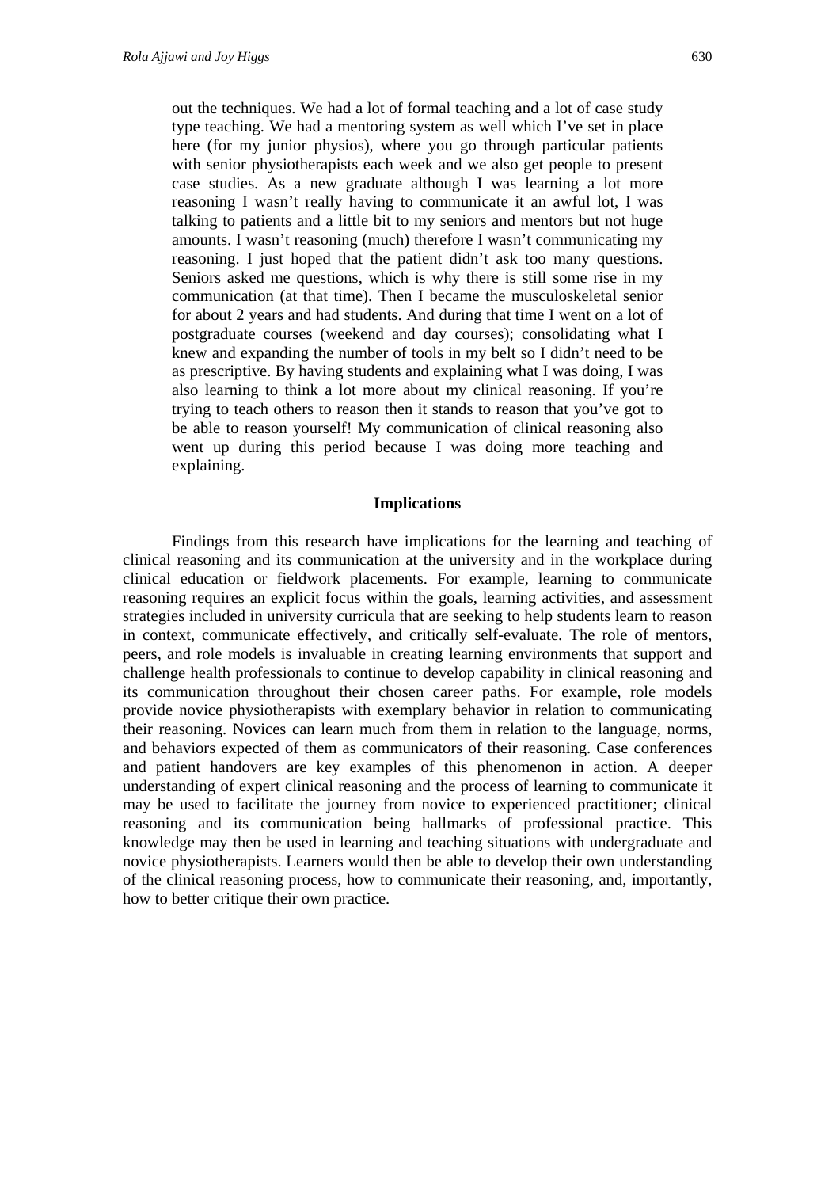> out the techniques. We had a lot of formal teaching and a lot of case study type teaching. We had a mentoring system as well which I've set in place here (for my junior physios), where you go through particular patients with senior physiotherapists each week and we also get people to present case studies. As a new graduate although I was learning a lot more reasoning I wasn't really having to communicate it an awful lot, I was talking to patients and a little bit to my seniors and mentors but not huge amounts. I wasn't reasoning (much) therefore I wasn't communicating my reasoning. I just hoped that the patient didn't ask too many questions. Seniors asked me questions, which is why there is still some rise in my communication (at that time). Then I became the musculoskeletal senior for about 2 years and had students. And during that time I went on a lot of postgraduate courses (weekend and day courses); consolidating what I knew and expanding the number of tools in my belt so I didn't need to be as prescriptive. By having students and explaining what I was doing, I was also learning to think a lot more about my clinical reasoning. If you're trying to teach others to reason then it stands to reason that you've got to be able to reason yourself! My communication of clinical reasoning also went up during this period because I was doing more teaching and explaining.

## Implications

Findings from this research have implications for the learning and teaching of clinical reasoning and its communication at the university and in the workplace during clinical education or fieldwork placements. For example, learning to communicate reasoning requires an explicit focus within the goals, learning activities, and assessment strategies included in university curricula that are seeking to help students learn to reason in context, communicate effectively, and critically self-evaluate. The role of mentors, peers, and role models is invaluable in creating learning environments that support and challenge health professionals to continue to develop capability in clinical reasoning and its communication throughout their chosen career paths. For example, role models provide novice physiotherapists with exemplary behavior in relation to communicating their reasoning. Novices can learn much from them in relation to the language, norms, and behaviors expected of them as communicators of their reasoning. Case conferences and patient handovers are key examples of this phenomenon in action. A deeper understanding of expert clinical reasoning and the process of learning to communicate it may be used to facilitate the journey from novice to experienced practitioner; clinical reasoning and its communication being hallmarks of professional practice. This knowledge may then be used in learning and teaching situations with undergraduate and novice physiotherapists. Learners would then be able to develop their own understanding of the clinical reasoning process, how to communicate their reasoning, and, importantly, how to better critique their own practice.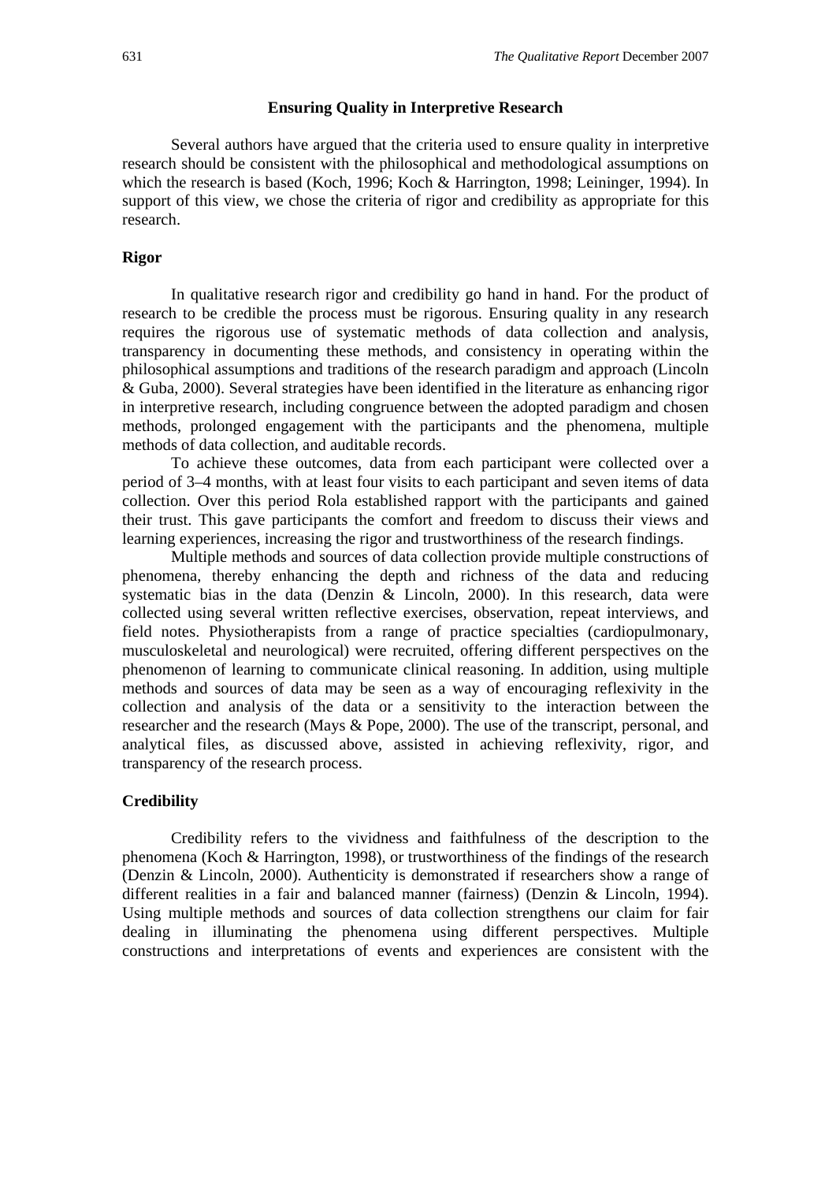## Ensuring Quality in Interpretive Research

Several authors have argued that the criteria used to ensure quality in interpretive research should be consistent with the philosophical and methodological assumptions on which the research is based (Koch, 1996; Koch & Harrington, 1998; Leininger, 1994). In support of this view, we chose the criteria of rigor and credibility as appropriate for this research.

### Rigor

In qualitative research rigor and credibility go hand in hand. For the product of research to be credible the process must be rigorous. Ensuring quality in any research requires the rigorous use of systematic methods of data collection and analysis, transparency in documenting these methods, and consistency in operating within the philosophical assumptions and traditions of the research paradigm and approach (Lincoln & Guba, 2000). Several strategies have been identified in the literature as enhancing rigor in interpretive research, including congruence between the adopted paradigm and chosen methods, prolonged engagement with the participants and the phenomena, multiple methods of data collection, and auditable records.

To achieve these outcomes, data from each participant were collected over a period of 3–4 months, with at least four visits to each participant and seven items of data collection. Over this period Rola established rapport with the participants and gained their trust. This gave participants the comfort and freedom to discuss their views and learning experiences, increasing the rigor and trustworthiness of the research findings.

Multiple methods and sources of data collection provide multiple constructions of phenomena, thereby enhancing the depth and richness of the data and reducing systematic bias in the data (Denzin & Lincoln, 2000). In this research, data were collected using several written reflective exercises, observation, repeat interviews, and field notes. Physiotherapists from a range of practice specialties (cardiopulmonary, musculoskeletal and neurological) were recruited, offering different perspectives on the phenomenon of learning to communicate clinical reasoning. In addition, using multiple methods and sources of data may be seen as a way of encouraging reflexivity in the collection and analysis of the data or a sensitivity to the interaction between the researcher and the research (Mays & Pope, 2000). The use of the transcript, personal, and analytical files, as discussed above, assisted in achieving reflexivity, rigor, and transparency of the research process.

### Credibility

Credibility refers to the vividness and faithfulness of the description to the phenomena (Koch & Harrington, 1998), or trustworthiness of the findings of the research (Denzin & Lincoln, 2000). Authenticity is demonstrated if researchers show a range of different realities in a fair and balanced manner (fairness) (Denzin & Lincoln, 1994). Using multiple methods and sources of data collection strengthens our claim for fair dealing in illuminating the phenomena using different perspectives. Multiple constructions and interpretations of events and experiences are consistent with the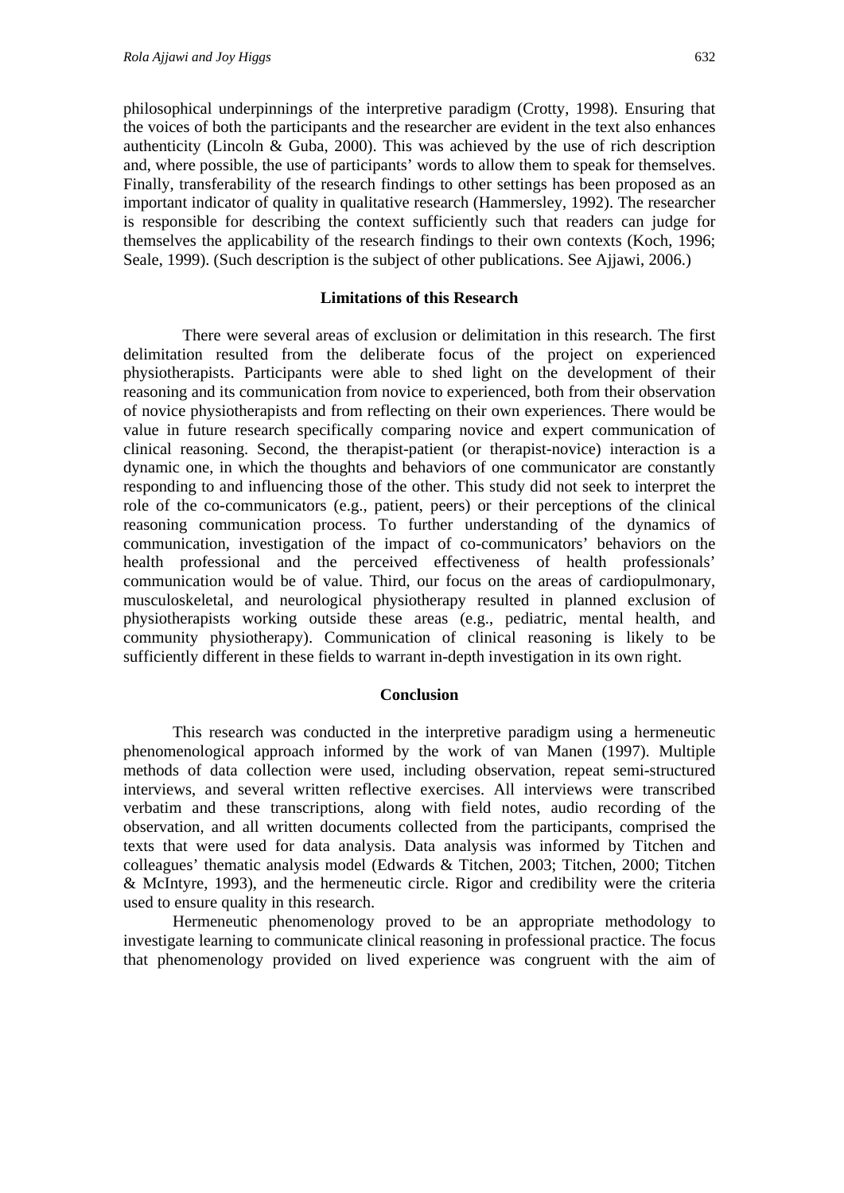philosophical underpinnings of the interpretive paradigm (Crotty, 1998). Ensuring that the voices of both the participants and the researcher are evident in the text also enhances authenticity (Lincoln & Guba, 2000). This was achieved by the use of rich description and, where possible, the use of participants' words to allow them to speak for themselves. Finally, transferability of the research findings to other settings has been proposed as an important indicator of quality in qualitative research (Hammersley, 1992). The researcher is responsible for describing the context sufficiently such that readers can judge for themselves the applicability of the research findings to their own contexts (Koch, 1996; Seale, 1999). (Such description is the subject of other publications. See Ajjawi, 2006.)

### Limitations of this Research

There were several areas of exclusion or delimitation in this research. The first delimitation resulted from the deliberate focus of the project on experienced physiotherapists. Participants were able to shed light on the development of their reasoning and its communication from novice to experienced, both from their observation of novice physiotherapists and from reflecting on their own experiences. There would be value in future research specifically comparing novice and expert communication of clinical reasoning. Second, the therapist-patient (or therapist-novice) interaction is a dynamic one, in which the thoughts and behaviors of one communicator are constantly responding to and influencing those of the other. This study did not seek to interpret the role of the co-communicators (e.g., patient, peers) or their perceptions of the clinical reasoning communication process. To further understanding of the dynamics of communication, investigation of the impact of co-communicators' behaviors on the health professional and the perceived effectiveness of health professionals' communication would be of value. Third, our focus on the areas of cardiopulmonary, musculoskeletal, and neurological physiotherapy resulted in planned exclusion of physiotherapists working outside these areas (e.g., pediatric, mental health, and community physiotherapy). Communication of clinical reasoning is likely to be sufficiently different in these fields to warrant in-depth investigation in its own right.

### Conclusion

This research was conducted in the interpretive paradigm using a hermeneutic phenomenological approach informed by the work of van Manen (1997). Multiple methods of data collection were used, including observation, repeat semi-structured interviews, and several written reflective exercises. All interviews were transcribed verbatim and these transcriptions, along with field notes, audio recording of the observation, and all written documents collected from the participants, comprised the texts that were used for data analysis. Data analysis was informed by Titchen and colleagues' thematic analysis model (Edwards & Titchen, 2003; Titchen, 2000; Titchen & McIntyre, 1993), and the hermeneutic circle. Rigor and credibility were the criteria used to ensure quality in this research.

Hermeneutic phenomenology proved to be an appropriate methodology to investigate learning to communicate clinical reasoning in professional practice. The focus that phenomenology provided on lived experience was congruent with the aim of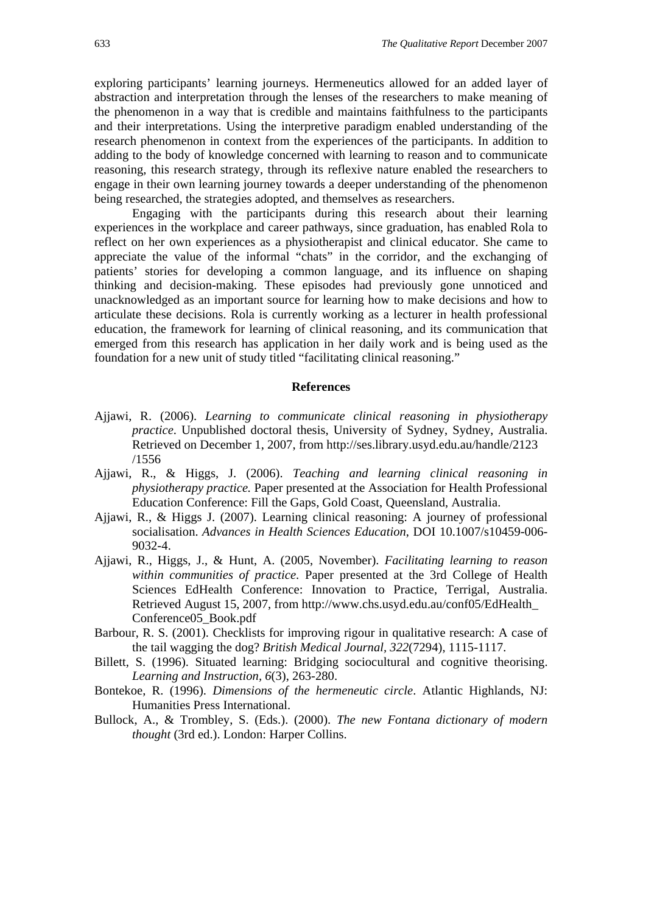exploring participants' learning journeys. Hermeneutics allowed for an added layer of abstraction and interpretation through the lenses of the researchers to make meaning of the phenomenon in a way that is credible and maintains faithfulness to the participants and their interpretations. Using the interpretive paradigm enabled understanding of the research phenomenon in context from the experiences of the participants. In addition to adding to the body of knowledge concerned with learning to reason and to communicate reasoning, this research strategy, through its reflexive nature enabled the researchers to engage in their own learning journey towards a deeper understanding of the phenomenon being researched, the strategies adopted, and themselves as researchers.

Engaging with the participants during this research about their learning experiences in the workplace and career pathways, since graduation, has enabled Rola to reflect on her own experiences as a physiotherapist and clinical educator. She came to appreciate the value of the informal "chats" in the corridor, and the exchanging of patients' stories for developing a common language, and its influence on shaping thinking and decision-making. These episodes had previously gone unnoticed and unacknowledged as an important source for learning how to make decisions and how to articulate these decisions. Rola is currently working as a lecturer in health professional education, the framework for learning of clinical reasoning, and its communication that emerged from this research has application in her daily work and is being used as the foundation for a new unit of study titled "facilitating clinical reasoning."

## References

Ajjawi, R. (2006). *Learning to communicate clinical reasoning in physiotherapy practice*. Unpublished doctoral thesis, University of Sydney, Sydney, Australia. Retrieved on December 1, 2007, from http://ses.library.usyd.edu.au/handle/2123/1556

Ajjawi, R., & Higgs, J. (2006). *Teaching and learning clinical reasoning in physiotherapy practice.* Paper presented at the Association for Health Professional Education Conference: Fill the Gaps, Gold Coast, Queensland, Australia.

Ajjawi, R., & Higgs J. (2007). Learning clinical reasoning: A journey of professional socialisation. *Advances in Health Sciences Education*, DOI 10.1007/s10459-006-9032-4.

Ajjawi, R., Higgs, J., & Hunt, A. (2005, November). *Facilitating learning to reason within communities of practice*. Paper presented at the 3rd College of Health Sciences EdHealth Conference: Innovation to Practice, Terrigal, Australia. Retrieved August 15, 2007, from http://www.chs.usyd.edu.au/conf05/EdHealth_Conference05_Book.pdf

Barbour, R. S. (2001). Checklists for improving rigour in qualitative research: A case of the tail wagging the dog? *British Medical Journal, 322*(7294), 1115-1117.

Billett, S. (1996). Situated learning: Bridging sociocultural and cognitive theorising. *Learning and Instruction, 6*(3), 263-280.

Bontekoe, R. (1996). *Dimensions of the hermeneutic circle*. Atlantic Highlands, NJ: Humanities Press International.

Bullock, A., & Trombley, S. (Eds.). (2000). *The new Fontana dictionary of modern thought* (3rd ed.). London: Harper Collins.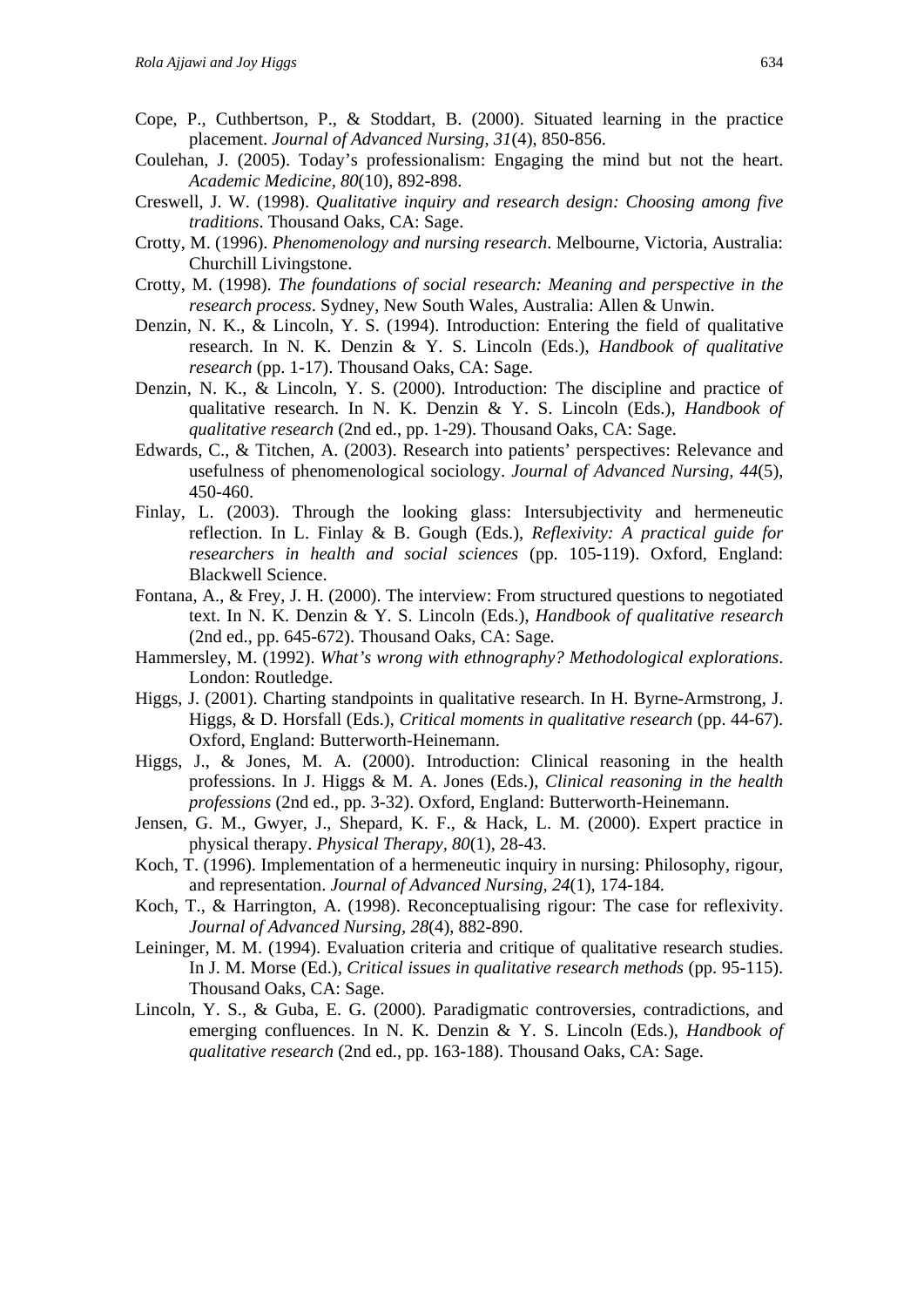Cope, P., Cuthbertson, P., & Stoddart, B. (2000). Situated learning in the practice placement. *Journal of Advanced Nursing, 31*(4), 850-856.

Coulehan, J. (2005). Today's professionalism: Engaging the mind but not the heart. *Academic Medicine, 80*(10), 892-898.

Creswell, J. W. (1998). *Qualitative inquiry and research design: Choosing among five traditions*. Thousand Oaks, CA: Sage.

Crotty, M. (1996). *Phenomenology and nursing research*. Melbourne, Victoria, Australia: Churchill Livingstone.

Crotty, M. (1998). *The foundations of social research: Meaning and perspective in the research process*. Sydney, New South Wales, Australia: Allen & Unwin.

Denzin, N. K., & Lincoln, Y. S. (1994). Introduction: Entering the field of qualitative research. In N. K. Denzin & Y. S. Lincoln (Eds.), *Handbook of qualitative research* (pp. 1-17). Thousand Oaks, CA: Sage.

Denzin, N. K., & Lincoln, Y. S. (2000). Introduction: The discipline and practice of qualitative research. In N. K. Denzin & Y. S. Lincoln (Eds.), *Handbook of qualitative research* (2nd ed., pp. 1-29). Thousand Oaks, CA: Sage.

Edwards, C., & Titchen, A. (2003). Research into patients' perspectives: Relevance and usefulness of phenomenological sociology. *Journal of Advanced Nursing, 44*(5), 450-460.

Finlay, L. (2003). Through the looking glass: Intersubjectivity and hermeneutic reflection. In L. Finlay & B. Gough (Eds.), *Reflexivity: A practical guide for researchers in health and social sciences* (pp. 105-119). Oxford, England: Blackwell Science.

Fontana, A., & Frey, J. H. (2000). The interview: From structured questions to negotiated text. In N. K. Denzin & Y. S. Lincoln (Eds.), *Handbook of qualitative research* (2nd ed., pp. 645-672). Thousand Oaks, CA: Sage.

Hammersley, M. (1992). *What's wrong with ethnography? Methodological explorations*. London: Routledge.

Higgs, J. (2001). Charting standpoints in qualitative research. In H. Byrne-Armstrong, J. Higgs, & D. Horsfall (Eds.), *Critical moments in qualitative research* (pp. 44-67). Oxford, England: Butterworth-Heinemann.

Higgs, J., & Jones, M. A. (2000). Introduction: Clinical reasoning in the health professions. In J. Higgs & M. A. Jones (Eds.), *Clinical reasoning in the health professions* (2nd ed., pp. 3-32). Oxford, England: Butterworth-Heinemann.

Jensen, G. M., Gwyer, J., Shepard, K. F., & Hack, L. M. (2000). Expert practice in physical therapy. *Physical Therapy, 80*(1), 28-43.

Koch, T. (1996). Implementation of a hermeneutic inquiry in nursing: Philosophy, rigour, and representation. *Journal of Advanced Nursing, 24*(1), 174-184.

Koch, T., & Harrington, A. (1998). Reconceptualising rigour: The case for reflexivity. *Journal of Advanced Nursing, 28*(4), 882-890.

Leininger, M. M. (1994). Evaluation criteria and critique of qualitative research studies. In J. M. Morse (Ed.), *Critical issues in qualitative research methods* (pp. 95-115). Thousand Oaks, CA: Sage.

Lincoln, Y. S., & Guba, E. G. (2000). Paradigmatic controversies, contradictions, and emerging confluences. In N. K. Denzin & Y. S. Lincoln (Eds.), *Handbook of qualitative research* (2nd ed., pp. 163-188). Thousand Oaks, CA: Sage.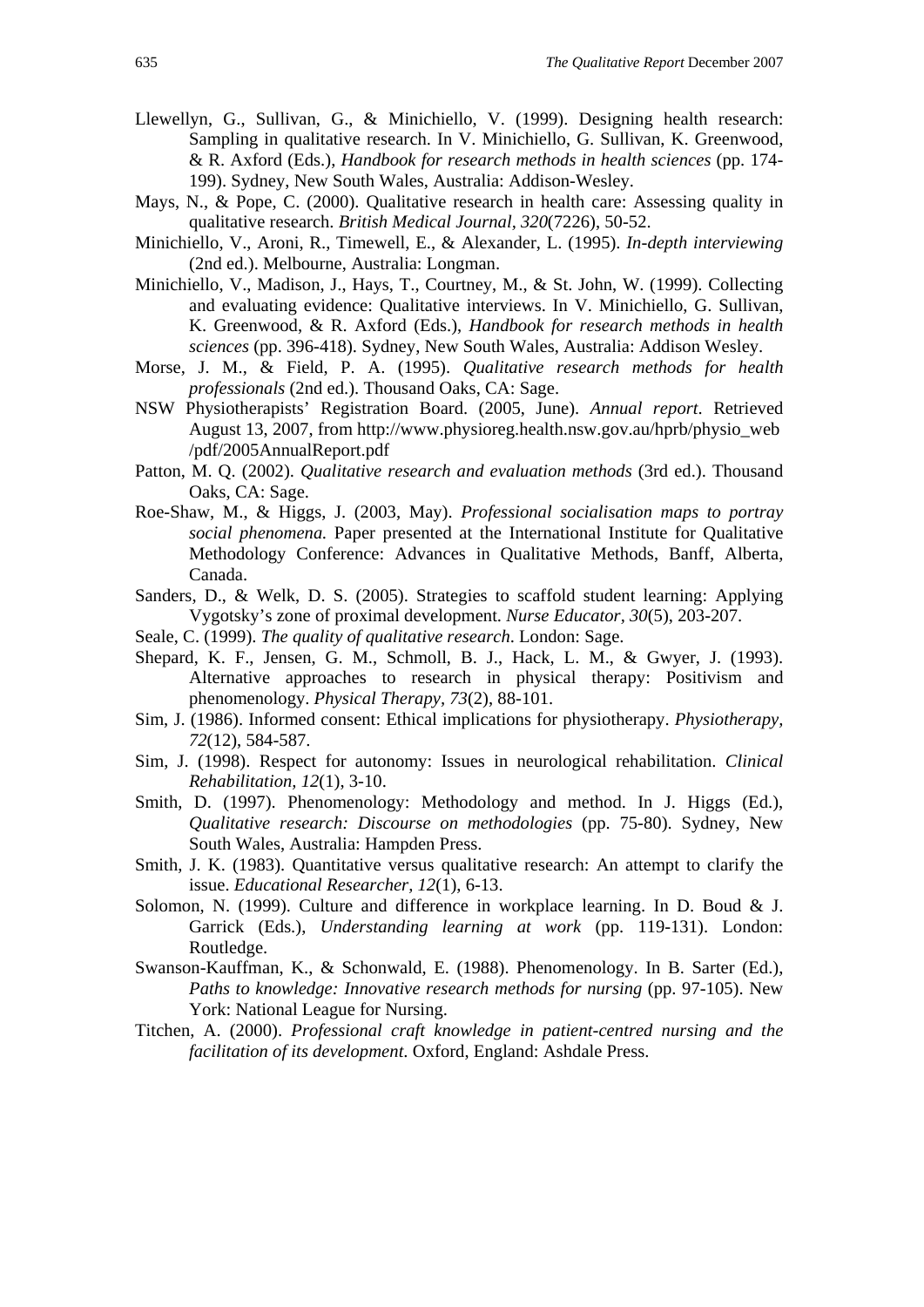Llewellyn, G., Sullivan, G., & Minichiello, V. (1999). Designing health research: Sampling in qualitative research. In V. Minichiello, G. Sullivan, K. Greenwood, & R. Axford (Eds.), *Handbook for research methods in health sciences* (pp. 174-199). Sydney, New South Wales, Australia: Addison-Wesley.

Mays, N., & Pope, C. (2000). Qualitative research in health care: Assessing quality in qualitative research. *British Medical Journal, 320*(7226), 50-52.

Minichiello, V., Aroni, R., Timewell, E., & Alexander, L. (1995). *In-depth interviewing* (2nd ed.). Melbourne, Australia: Longman.

Minichiello, V., Madison, J., Hays, T., Courtney, M., & St. John, W. (1999). Collecting and evaluating evidence: Qualitative interviews. In V. Minichiello, G. Sullivan, K. Greenwood, & R. Axford (Eds.), *Handbook for research methods in health sciences* (pp. 396-418). Sydney, New South Wales, Australia: Addison Wesley.

Morse, J. M., & Field, P. A. (1995). *Qualitative research methods for health professionals* (2nd ed.). Thousand Oaks, CA: Sage.

NSW Physiotherapists' Registration Board. (2005, June). *Annual report*. Retrieved August 13, 2007, from http://www.physioreg.health.nsw.gov.au/hprb/physio_web/pdf/2005AnnualReport.pdf

Patton, M. Q. (2002). *Qualitative research and evaluation methods* (3rd ed.). Thousand Oaks, CA: Sage.

Roe-Shaw, M., & Higgs, J. (2003, May). *Professional socialisation maps to portray social phenomena.* Paper presented at the International Institute for Qualitative Methodology Conference: Advances in Qualitative Methods, Banff, Alberta, Canada.

Sanders, D., & Welk, D. S. (2005). Strategies to scaffold student learning: Applying Vygotsky's zone of proximal development. *Nurse Educator, 30*(5), 203-207.

Seale, C. (1999). *The quality of qualitative research*. London: Sage.

Shepard, K. F., Jensen, G. M., Schmoll, B. J., Hack, L. M., & Gwyer, J. (1993). Alternative approaches to research in physical therapy: Positivism and phenomenology. *Physical Therapy, 73*(2), 88-101.

Sim, J. (1986). Informed consent: Ethical implications for physiotherapy. *Physiotherapy, 72*(12), 584-587.

Sim, J. (1998). Respect for autonomy: Issues in neurological rehabilitation. *Clinical Rehabilitation, 12*(1), 3-10.

Smith, D. (1997). Phenomenology: Methodology and method. In J. Higgs (Ed.), *Qualitative research: Discourse on methodologies* (pp. 75-80). Sydney, New South Wales, Australia: Hampden Press.

Smith, J. K. (1983). Quantitative versus qualitative research: An attempt to clarify the issue. *Educational Researcher, 12*(1), 6-13.

Solomon, N. (1999). Culture and difference in workplace learning. In D. Boud & J. Garrick (Eds.), *Understanding learning at work* (pp. 119-131). London: Routledge.

Swanson-Kauffman, K., & Schonwald, E. (1988). Phenomenology. In B. Sarter (Ed.), *Paths to knowledge: Innovative research methods for nursing* (pp. 97-105). New York: National League for Nursing.

Titchen, A. (2000). *Professional craft knowledge in patient-centred nursing and the facilitation of its development*. Oxford, England: Ashdale Press.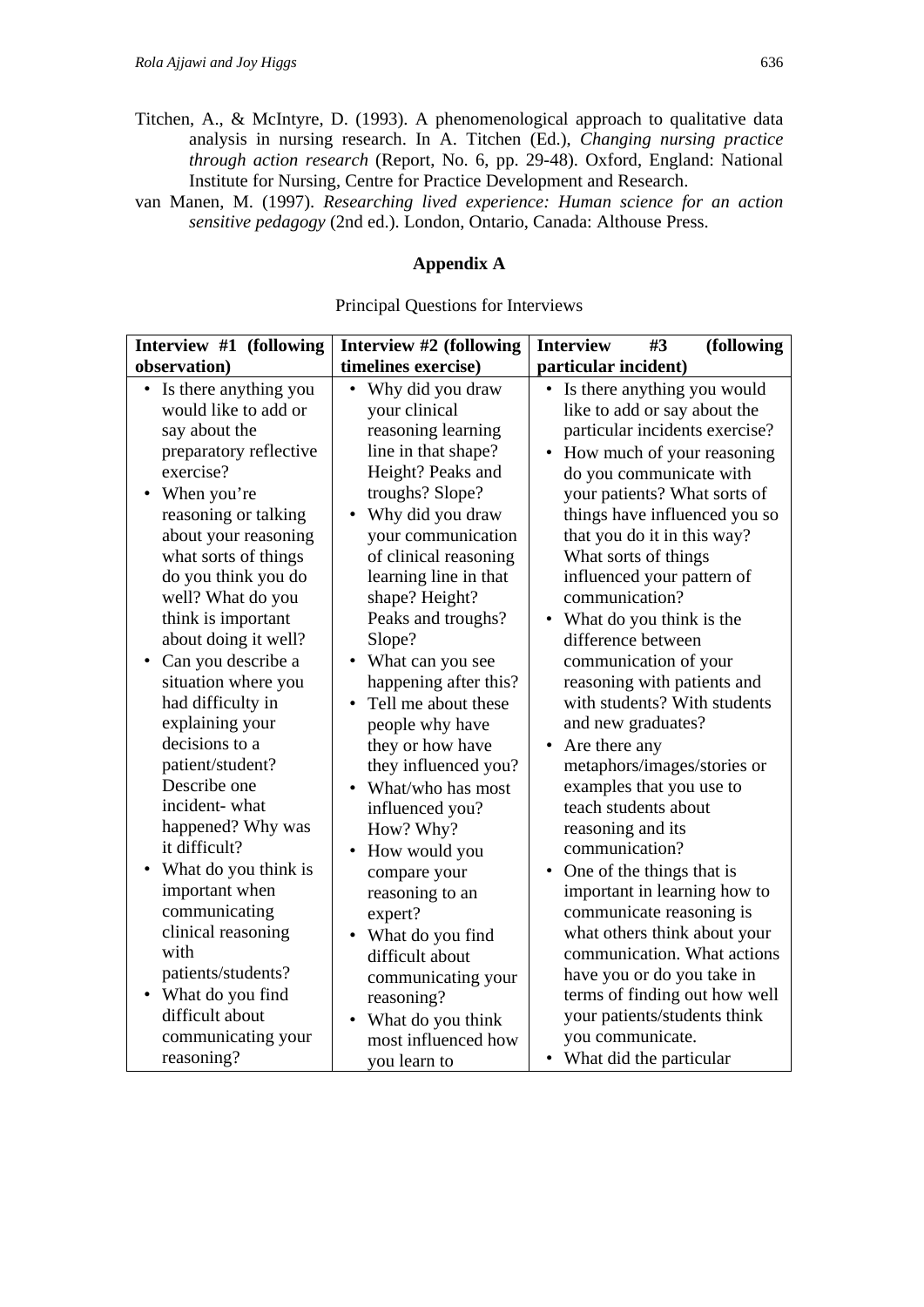Titchen, A., & McIntyre, D. (1993). A phenomenological approach to qualitative data analysis in nursing research. In A. Titchen (Ed.), *Changing nursing practice through action research* (Report, No. 6, pp. 29-48). Oxford, England: National Institute for Nursing, Centre for Practice Development and Research.

van Manen, M. (1997). *Researching lived experience: Human science for an action sensitive pedagogy* (2nd ed.). London, Ontario, Canada: Althouse Press.

## Appendix A

Principal Questions for Interviews

| **Interview #1 (following observation)** | **Interview #2 (following timelines exercise)** | **Interview #3 (following particular incident)** |
|---|---|---|
| • Is there anything you would like to add or say about the preparatory reflective exercise?<br>• When you're reasoning or talking about your reasoning what sorts of things do you think you do well? What do you think is important about doing it well?<br>• Can you describe a situation where you had difficulty in explaining your decisions to a patient/student? Describe one incident- what happened? Why was it difficult?<br>• What do you think is important when communicating clinical reasoning with patients/students?<br>• What do you find difficult about communicating your reasoning? | • Why did you draw your clinical reasoning learning line in that shape? Height? Peaks and troughs? Slope?<br>• Why did you draw your communication of clinical reasoning learning line in that shape? Height? Peaks and troughs? Slope?<br>• What can you see happening after this?<br>• Tell me about these people why have they or how have they influenced you?<br>• What/who has most influenced you? How? Why?<br>• How would you compare your reasoning to an expert?<br>• What do you find difficult about communicating your reasoning?<br>• What do you think most influenced how you learn to | • Is there anything you would like to add or say about the particular incidents exercise?<br>• How much of your reasoning do you communicate with your patients? What sorts of things have influenced you so that you do it in this way? What sorts of things influenced your pattern of communication?<br>• What do you think is the difference between communication of your reasoning with patients and with students? With students and new graduates?<br>• Are there any metaphors/images/stories or examples that you use to teach students about reasoning and its communication?<br>• One of the things that is important in learning how to communicate reasoning is what others think about your communication. What actions have you or do you take in terms of finding out how well your patients/students think you communicate.<br>• What did the particular |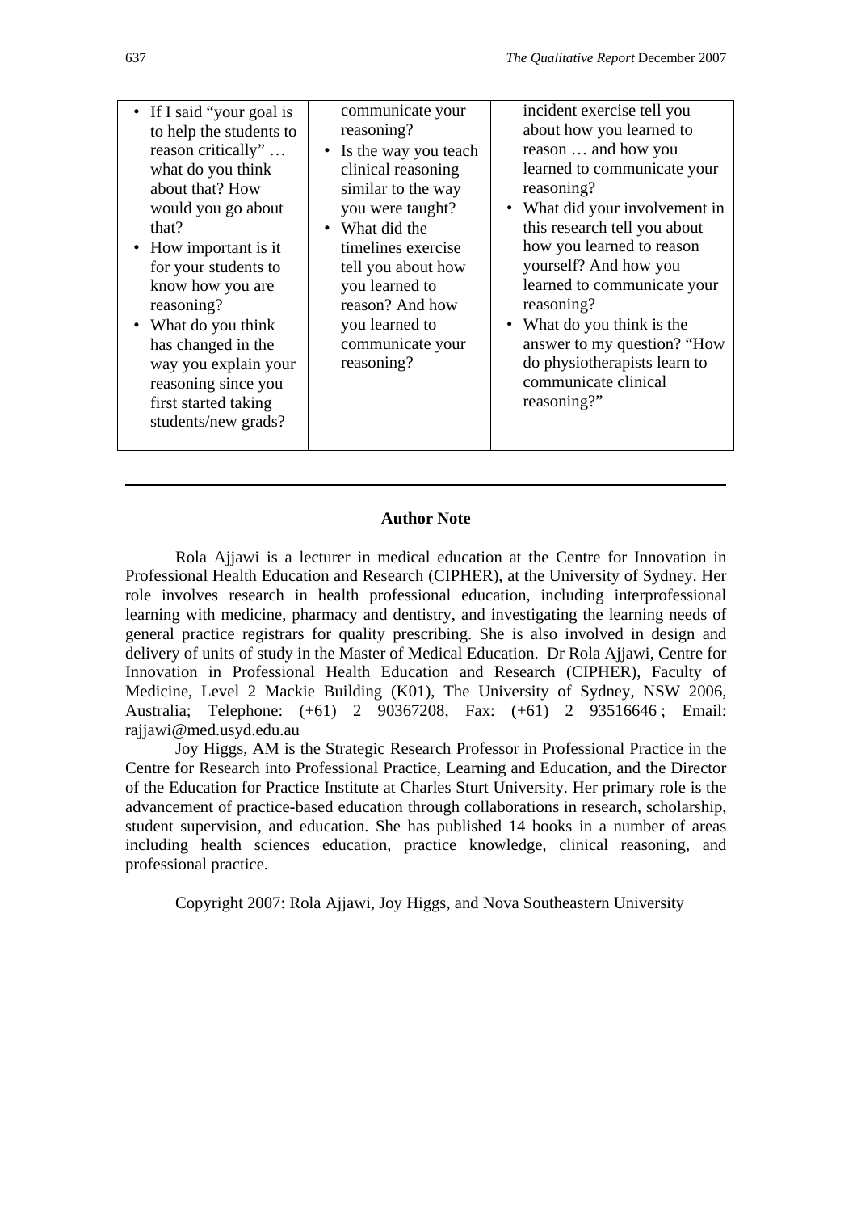| | | |
|---|---|---|
| • If I said "your goal is to help the students to reason critically" … what do you think about that? How would you go about that?<br>• How important is it for your students to know how you are reasoning?<br>• What do you think has changed in the way you explain your reasoning since you first started taking students/new grads? | communicate your reasoning?<br>• Is the way you teach clinical reasoning similar to the way you were taught?<br>• What did the timelines exercise tell you about how you learned to reason? And how you learned to communicate your reasoning? | incident exercise tell you about how you learned to reason … and how you learned to communicate your reasoning?<br>• What did your involvement in this research tell you about how you learned to reason yourself? And how you learned to communicate your reasoning?<br>• What do you think is the answer to my question? "How do physiotherapists learn to communicate clinical reasoning?" |

---

**Author Note**

Rola Ajjawi is a lecturer in medical education at the Centre for Innovation in Professional Health Education and Research (CIPHER), at the University of Sydney. Her role involves research in health professional education, including interprofessional learning with medicine, pharmacy and dentistry, and investigating the learning needs of general practice registrars for quality prescribing. She is also involved in design and delivery of units of study in the Master of Medical Education. Dr Rola Ajjawi, Centre for Innovation in Professional Health Education and Research (CIPHER), Faculty of Medicine, Level 2 Mackie Building (K01), The University of Sydney, NSW 2006, Australia; Telephone: (+61) 2 90367208, Fax: (+61) 2 93516646 ; Email: rajjawi@med.usyd.edu.au

Joy Higgs, AM is the Strategic Research Professor in Professional Practice in the Centre for Research into Professional Practice, Learning and Education, and the Director of the Education for Practice Institute at Charles Sturt University. Her primary role is the advancement of practice-based education through collaborations in research, scholarship, student supervision, and education. She has published 14 books in a number of areas including health sciences education, practice knowledge, clinical reasoning, and professional practice.

Copyright 2007: Rola Ajjawi, Joy Higgs, and Nova Southeastern University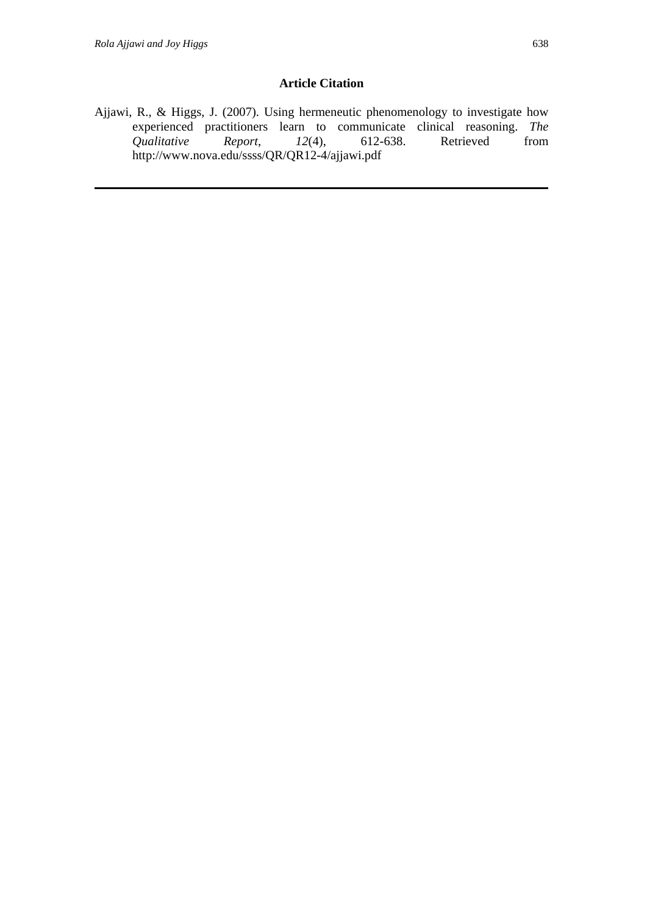## Article Citation

Ajjawi, R., & Higgs, J. (2007). Using hermeneutic phenomenology to investigate how experienced practitioners learn to communicate clinical reasoning. *The Qualitative Report*, *12*(4), 612-638. Retrieved from http://www.nova.edu/ssss/QR/QR12-4/ajjawi.pdf